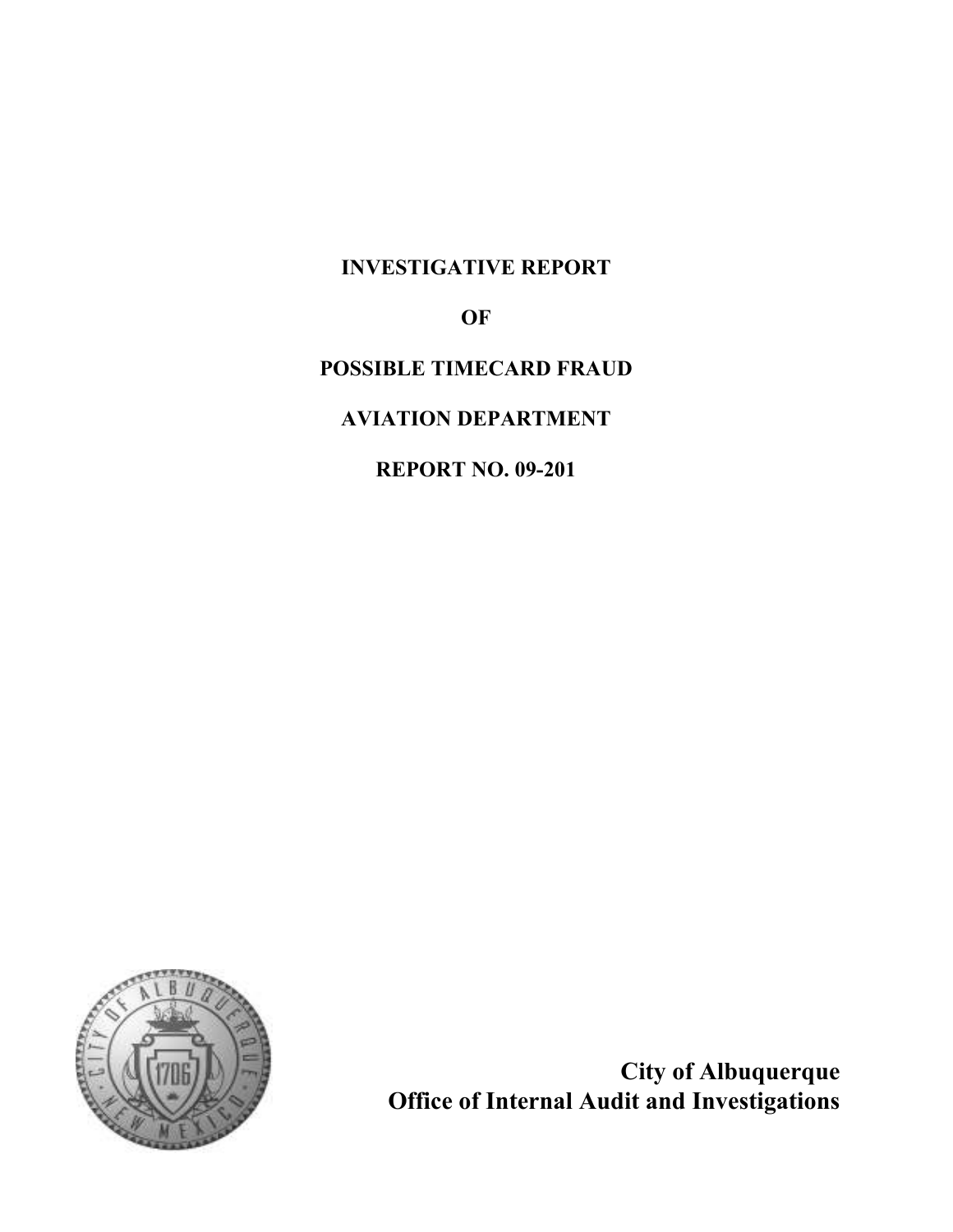# INVESTIGATIVE REPORT

# OF

# POSSIBLE TIMECARD FRAUD

# AVIATION DEPARTMENT

# REPORT NO. 09-201

**City of Albuquerque**
**Office of Internal Audit and Investigations**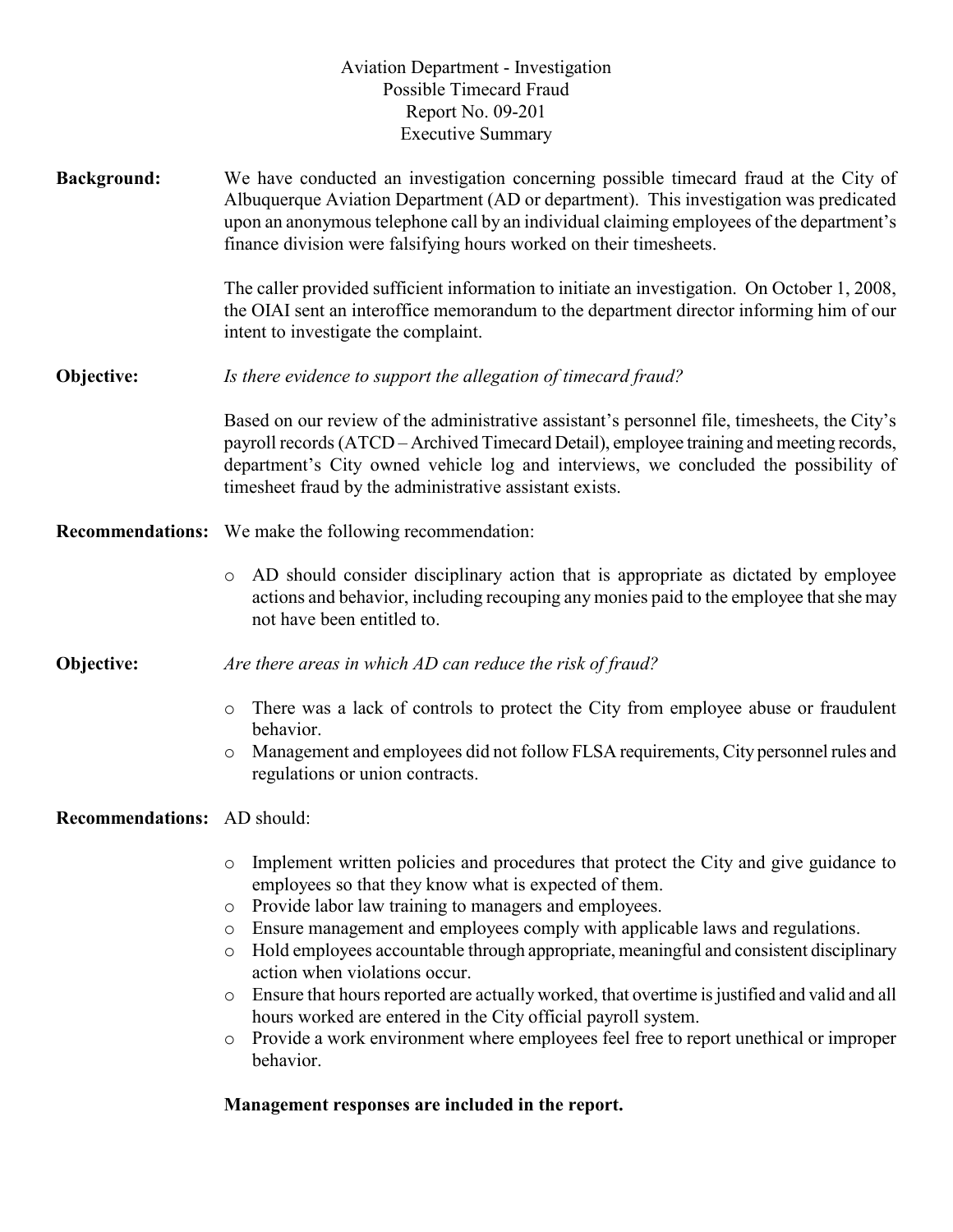# Aviation Department - Investigation
## Possible Timecard Fraud
## Report No. 09-201
## Executive Summary

**Background:** We have conducted an investigation concerning possible timecard fraud at the City of Albuquerque Aviation Department (AD or department). This investigation was predicated upon an anonymous telephone call by an individual claiming employees of the department's finance division were falsifying hours worked on their timesheets.

The caller provided sufficient information to initiate an investigation. On October 1, 2008, the OIAI sent an interoffice memorandum to the department director informing him of our intent to investigate the complaint.

**Objective:** *Is there evidence to support the allegation of timecard fraud?*

Based on our review of the administrative assistant's personnel file, timesheets, the City's payroll records (ATCD – Archived Timecard Detail), employee training and meeting records, department's City owned vehicle log and interviews, we concluded the possibility of timesheet fraud by the administrative assistant exists.

**Recommendations:** We make the following recommendation:

- AD should consider disciplinary action that is appropriate as dictated by employee actions and behavior, including recouping any monies paid to the employee that she may not have been entitled to.

**Objective:** *Are there areas in which AD can reduce the risk of fraud?*

- There was a lack of controls to protect the City from employee abuse or fraudulent behavior.
- Management and employees did not follow FLSA requirements, City personnel rules and regulations or union contracts.

**Recommendations:** AD should:

- Implement written policies and procedures that protect the City and give guidance to employees so that they know what is expected of them.
- Provide labor law training to managers and employees.
- Ensure management and employees comply with applicable laws and regulations.
- Hold employees accountable through appropriate, meaningful and consistent disciplinary action when violations occur.
- Ensure that hours reported are actually worked, that overtime is justified and valid and all hours worked are entered in the City official payroll system.
- Provide a work environment where employees feel free to report unethical or improper behavior.

**Management responses are included in the report.**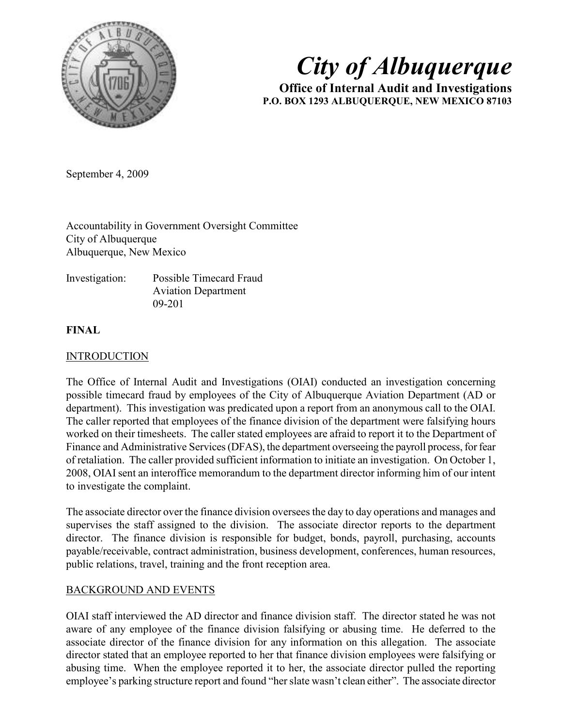# City of Albuquerque

**Office of Internal Audit and Investigations**
**P.O. BOX 1293 ALBUQUERQUE, NEW MEXICO 87103**

September 4, 2009

Accountability in Government Oversight Committee
City of Albuquerque
Albuquerque, New Mexico

Investigation: Possible Timecard Fraud
Aviation Department
09-201

**FINAL**

## INTRODUCTION

The Office of Internal Audit and Investigations (OIAI) conducted an investigation concerning possible timecard fraud by employees of the City of Albuquerque Aviation Department (AD or department). This investigation was predicated upon a report from an anonymous call to the OIAI. The caller reported that employees of the finance division of the department were falsifying hours worked on their timesheets. The caller stated employees are afraid to report it to the Department of Finance and Administrative Services (DFAS), the department overseeing the payroll process, for fear of retaliation. The caller provided sufficient information to initiate an investigation. On October 1, 2008, OIAI sent an interoffice memorandum to the department director informing him of our intent to investigate the complaint.

The associate director over the finance division oversees the day to day operations and manages and supervises the staff assigned to the division. The associate director reports to the department director. The finance division is responsible for budget, bonds, payroll, purchasing, accounts payable/receivable, contract administration, business development, conferences, human resources, public relations, travel, training and the front reception area.

## BACKGROUND AND EVENTS

OIAI staff interviewed the AD director and finance division staff. The director stated he was not aware of any employee of the finance division falsifying or abusing time. He deferred to the associate director of the finance division for any information on this allegation. The associate director stated that an employee reported to her that finance division employees were falsifying or abusing time. When the employee reported it to her, the associate director pulled the reporting employee's parking structure report and found "her slate wasn't clean either". The associate director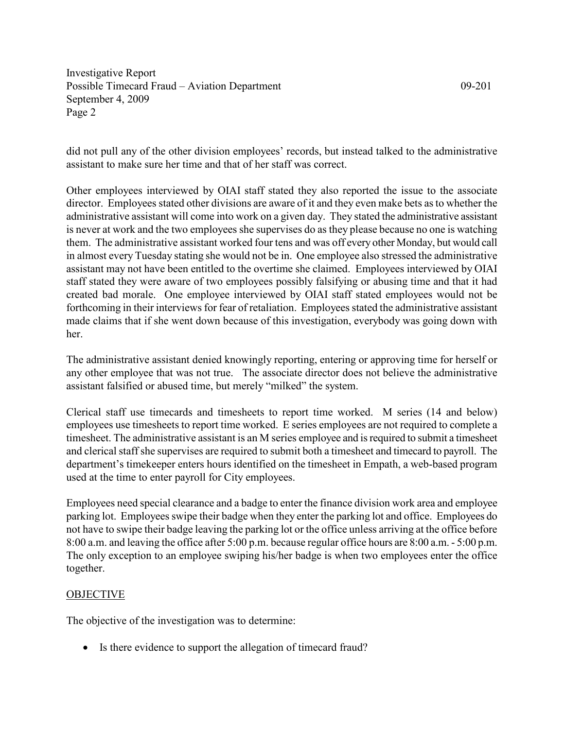did not pull any of the other division employees' records, but instead talked to the administrative assistant to make sure her time and that of her staff was correct.

Other employees interviewed by OIAI staff stated they also reported the issue to the associate director. Employees stated other divisions are aware of it and they even make bets as to whether the administrative assistant will come into work on a given day. They stated the administrative assistant is never at work and the two employees she supervises do as they please because no one is watching them. The administrative assistant worked four tens and was off every other Monday, but would call in almost every Tuesday stating she would not be in. One employee also stressed the administrative assistant may not have been entitled to the overtime she claimed. Employees interviewed by OIAI staff stated they were aware of two employees possibly falsifying or abusing time and that it had created bad morale. One employee interviewed by OIAI staff stated employees would not be forthcoming in their interviews for fear of retaliation. Employees stated the administrative assistant made claims that if she went down because of this investigation, everybody was going down with her.

The administrative assistant denied knowingly reporting, entering or approving time for herself or any other employee that was not true. The associate director does not believe the administrative assistant falsified or abused time, but merely "milked" the system.

Clerical staff use timecards and timesheets to report time worked. M series (14 and below) employees use timesheets to report time worked. E series employees are not required to complete a timesheet. The administrative assistant is an M series employee and is required to submit a timesheet and clerical staff she supervises are required to submit both a timesheet and timecard to payroll. The department's timekeeper enters hours identified on the timesheet in Empath, a web-based program used at the time to enter payroll for City employees.

Employees need special clearance and a badge to enter the finance division work area and employee parking lot. Employees swipe their badge when they enter the parking lot and office. Employees do not have to swipe their badge leaving the parking lot or the office unless arriving at the office before 8:00 a.m. and leaving the office after 5:00 p.m. because regular office hours are 8:00 a.m. - 5:00 p.m. The only exception to an employee swiping his/her badge is when two employees enter the office together.

## OBJECTIVE

The objective of the investigation was to determine:

- Is there evidence to support the allegation of timecard fraud?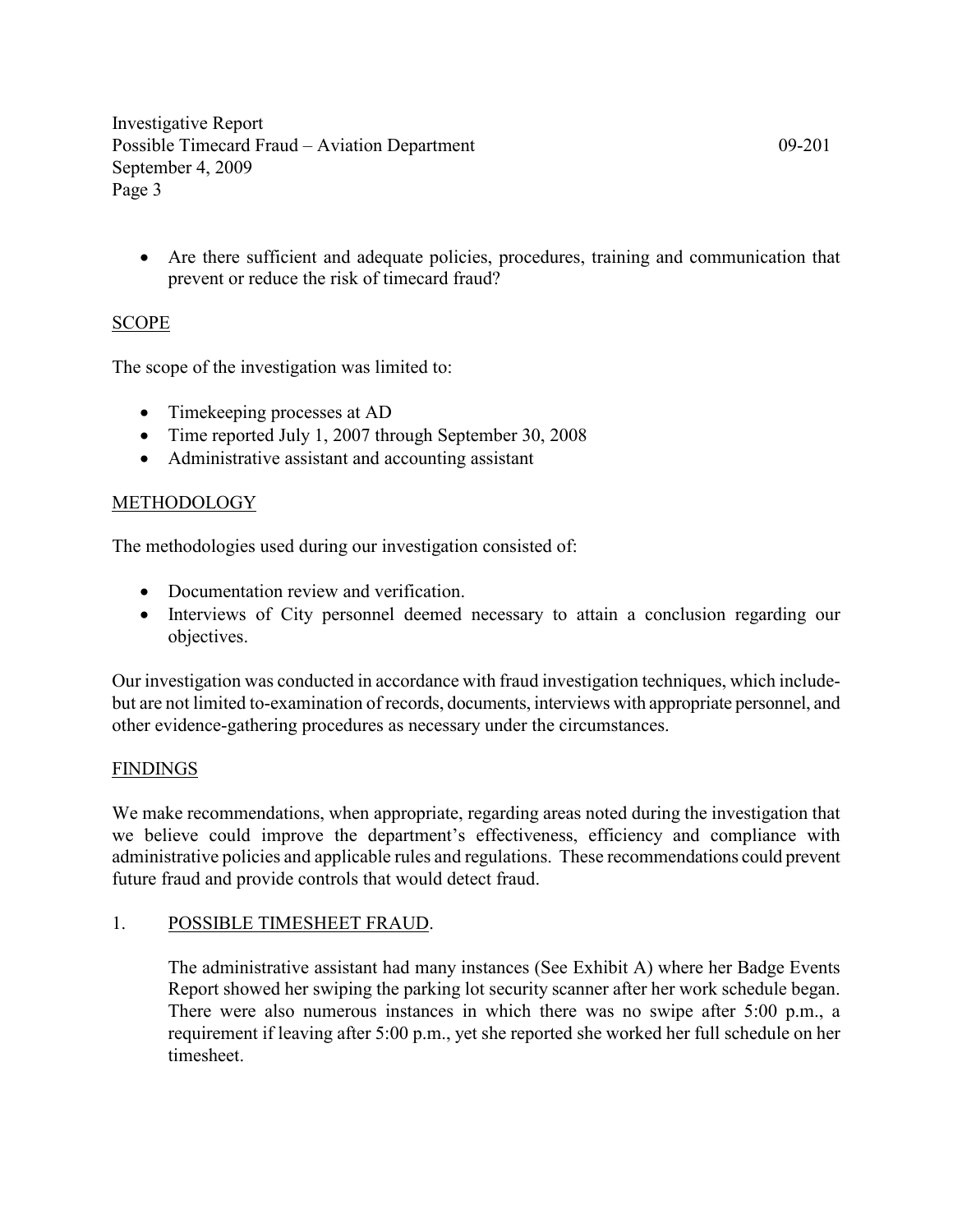- Are there sufficient and adequate policies, procedures, training and communication that prevent or reduce the risk of timecard fraud?

## SCOPE

The scope of the investigation was limited to:

- Timekeeping processes at AD
- Time reported July 1, 2007 through September 30, 2008
- Administrative assistant and accounting assistant

## METHODOLOGY

The methodologies used during our investigation consisted of:

- Documentation review and verification.
- Interviews of City personnel deemed necessary to attain a conclusion regarding our objectives.

Our investigation was conducted in accordance with fraud investigation techniques, which include-but are not limited to-examination of records, documents, interviews with appropriate personnel, and other evidence-gathering procedures as necessary under the circumstances.

## FINDINGS

We make recommendations, when appropriate, regarding areas noted during the investigation that we believe could improve the department's effectiveness, efficiency and compliance with administrative policies and applicable rules and regulations. These recommendations could prevent future fraud and provide controls that would detect fraud.

### 1. POSSIBLE TIMESHEET FRAUD.

The administrative assistant had many instances (See Exhibit A) where her Badge Events Report showed her swiping the parking lot security scanner after her work schedule began. There were also numerous instances in which there was no swipe after 5:00 p.m., a requirement if leaving after 5:00 p.m., yet she reported she worked her full schedule on her timesheet.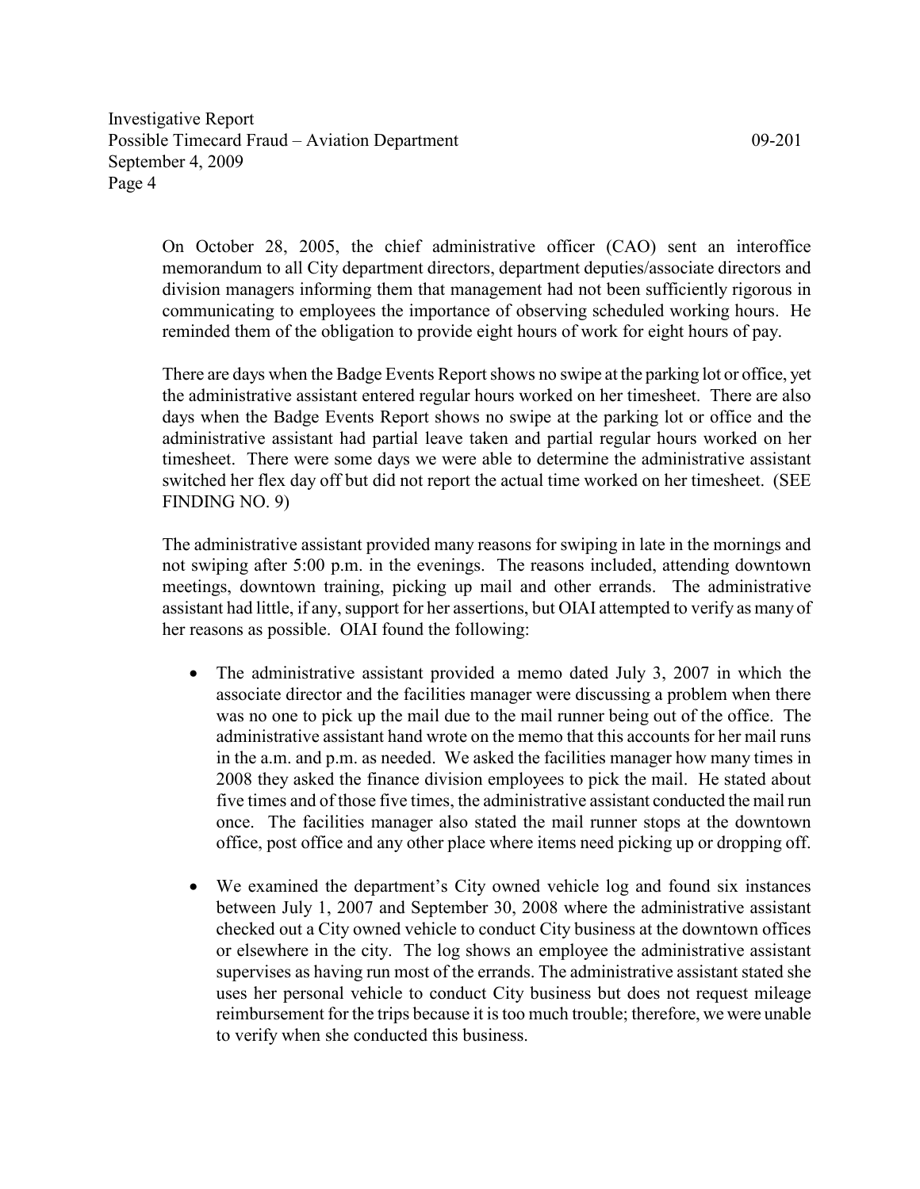On October 28, 2005, the chief administrative officer (CAO) sent an interoffice memorandum to all City department directors, department deputies/associate directors and division managers informing them that management had not been sufficiently rigorous in communicating to employees the importance of observing scheduled working hours. He reminded them of the obligation to provide eight hours of work for eight hours of pay.

There are days when the Badge Events Report shows no swipe at the parking lot or office, yet the administrative assistant entered regular hours worked on her timesheet. There are also days when the Badge Events Report shows no swipe at the parking lot or office and the administrative assistant had partial leave taken and partial regular hours worked on her timesheet. There were some days we were able to determine the administrative assistant switched her flex day off but did not report the actual time worked on her timesheet. (SEE FINDING NO. 9)

The administrative assistant provided many reasons for swiping in late in the mornings and not swiping after 5:00 p.m. in the evenings. The reasons included, attending downtown meetings, downtown training, picking up mail and other errands. The administrative assistant had little, if any, support for her assertions, but OIAI attempted to verify as many of her reasons as possible. OIAI found the following:

- The administrative assistant provided a memo dated July 3, 2007 in which the associate director and the facilities manager were discussing a problem when there was no one to pick up the mail due to the mail runner being out of the office. The administrative assistant hand wrote on the memo that this accounts for her mail runs in the a.m. and p.m. as needed. We asked the facilities manager how many times in 2008 they asked the finance division employees to pick the mail. He stated about five times and of those five times, the administrative assistant conducted the mail run once. The facilities manager also stated the mail runner stops at the downtown office, post office and any other place where items need picking up or dropping off.

- We examined the department's City owned vehicle log and found six instances between July 1, 2007 and September 30, 2008 where the administrative assistant checked out a City owned vehicle to conduct City business at the downtown offices or elsewhere in the city. The log shows an employee the administrative assistant supervises as having run most of the errands. The administrative assistant stated she uses her personal vehicle to conduct City business but does not request mileage reimbursement for the trips because it is too much trouble; therefore, we were unable to verify when she conducted this business.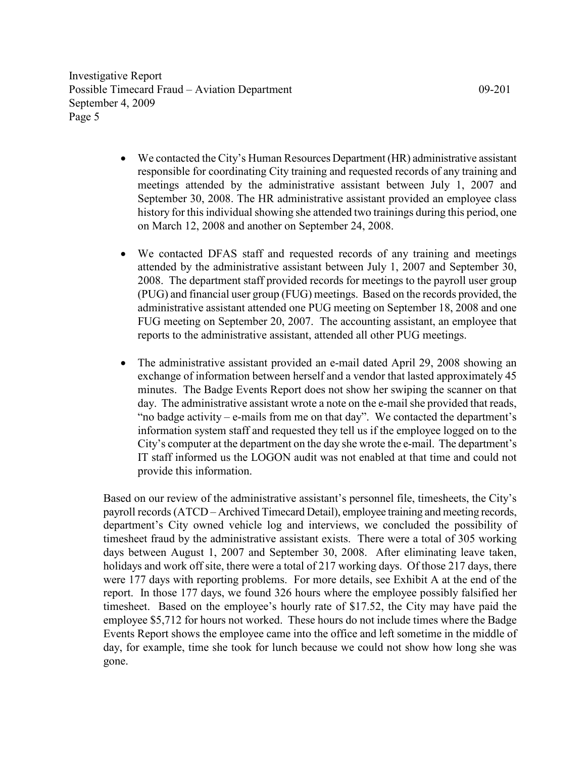- We contacted the City's Human Resources Department (HR) administrative assistant responsible for coordinating City training and requested records of any training and meetings attended by the administrative assistant between July 1, 2007 and September 30, 2008. The HR administrative assistant provided an employee class history for this individual showing she attended two trainings during this period, one on March 12, 2008 and another on September 24, 2008.

- We contacted DFAS staff and requested records of any training and meetings attended by the administrative assistant between July 1, 2007 and September 30, 2008. The department staff provided records for meetings to the payroll user group (PUG) and financial user group (FUG) meetings. Based on the records provided, the administrative assistant attended one PUG meeting on September 18, 2008 and one FUG meeting on September 20, 2007. The accounting assistant, an employee that reports to the administrative assistant, attended all other PUG meetings.

- The administrative assistant provided an e-mail dated April 29, 2008 showing an exchange of information between herself and a vendor that lasted approximately 45 minutes. The Badge Events Report does not show her swiping the scanner on that day. The administrative assistant wrote a note on the e-mail she provided that reads, "no badge activity – e-mails from me on that day". We contacted the department's information system staff and requested they tell us if the employee logged on to the City's computer at the department on the day she wrote the e-mail. The department's IT staff informed us the LOGON audit was not enabled at that time and could not provide this information.

Based on our review of the administrative assistant's personnel file, timesheets, the City's payroll records (ATCD – Archived Timecard Detail), employee training and meeting records, department's City owned vehicle log and interviews, we concluded the possibility of timesheet fraud by the administrative assistant exists. There were a total of 305 working days between August 1, 2007 and September 30, 2008. After eliminating leave taken, holidays and work off site, there were a total of 217 working days. Of those 217 days, there were 177 days with reporting problems. For more details, see Exhibit A at the end of the report. In those 177 days, we found 326 hours where the employee possibly falsified her timesheet. Based on the employee's hourly rate of $17.52, the City may have paid the employee $5,712 for hours not worked. These hours do not include times where the Badge Events Report shows the employee came into the office and left sometime in the middle of day, for example, time she took for lunch because we could not show how long she was gone.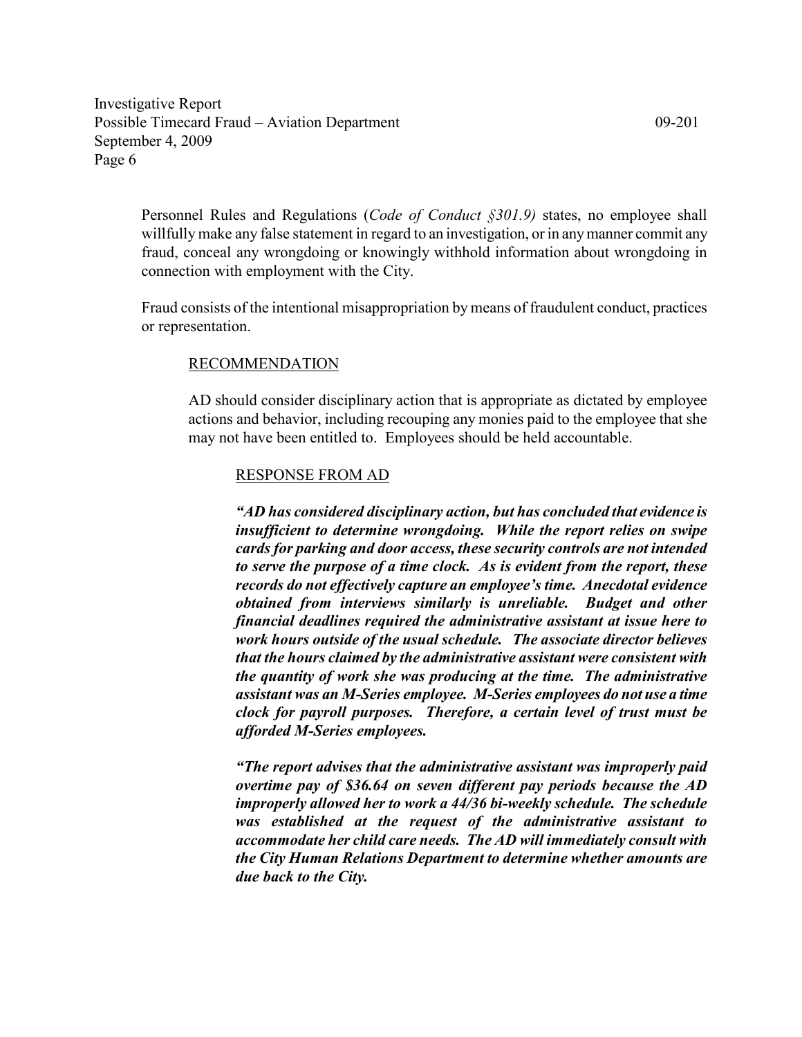Personnel Rules and Regulations (*Code of Conduct §301.9)* states, no employee shall willfully make any false statement in regard to an investigation, or in any manner commit any fraud, conceal any wrongdoing or knowingly withhold information about wrongdoing in connection with employment with the City.

Fraud consists of the intentional misappropriation by means of fraudulent conduct, practices or representation.

RECOMMENDATION

AD should consider disciplinary action that is appropriate as dictated by employee actions and behavior, including recouping any monies paid to the employee that she may not have been entitled to. Employees should be held accountable.

RESPONSE FROM AD

***"AD has considered disciplinary action, but has concluded that evidence is insufficient to determine wrongdoing. While the report relies on swipe cards for parking and door access, these security controls are not intended to serve the purpose of a time clock. As is evident from the report, these records do not effectively capture an employee's time. Anecdotal evidence obtained from interviews similarly is unreliable. Budget and other financial deadlines required the administrative assistant at issue here to work hours outside of the usual schedule. The associate director believes that the hours claimed by the administrative assistant were consistent with the quantity of work she was producing at the time. The administrative assistant was an M-Series employee. M-Series employees do not use a time clock for payroll purposes. Therefore, a certain level of trust must be afforded M-Series employees.***

***"The report advises that the administrative assistant was improperly paid overtime pay of $36.64 on seven different pay periods because the AD improperly allowed her to work a 44/36 bi-weekly schedule. The schedule was established at the request of the administrative assistant to accommodate her child care needs. The AD will immediately consult with the City Human Relations Department to determine whether amounts are due back to the City.***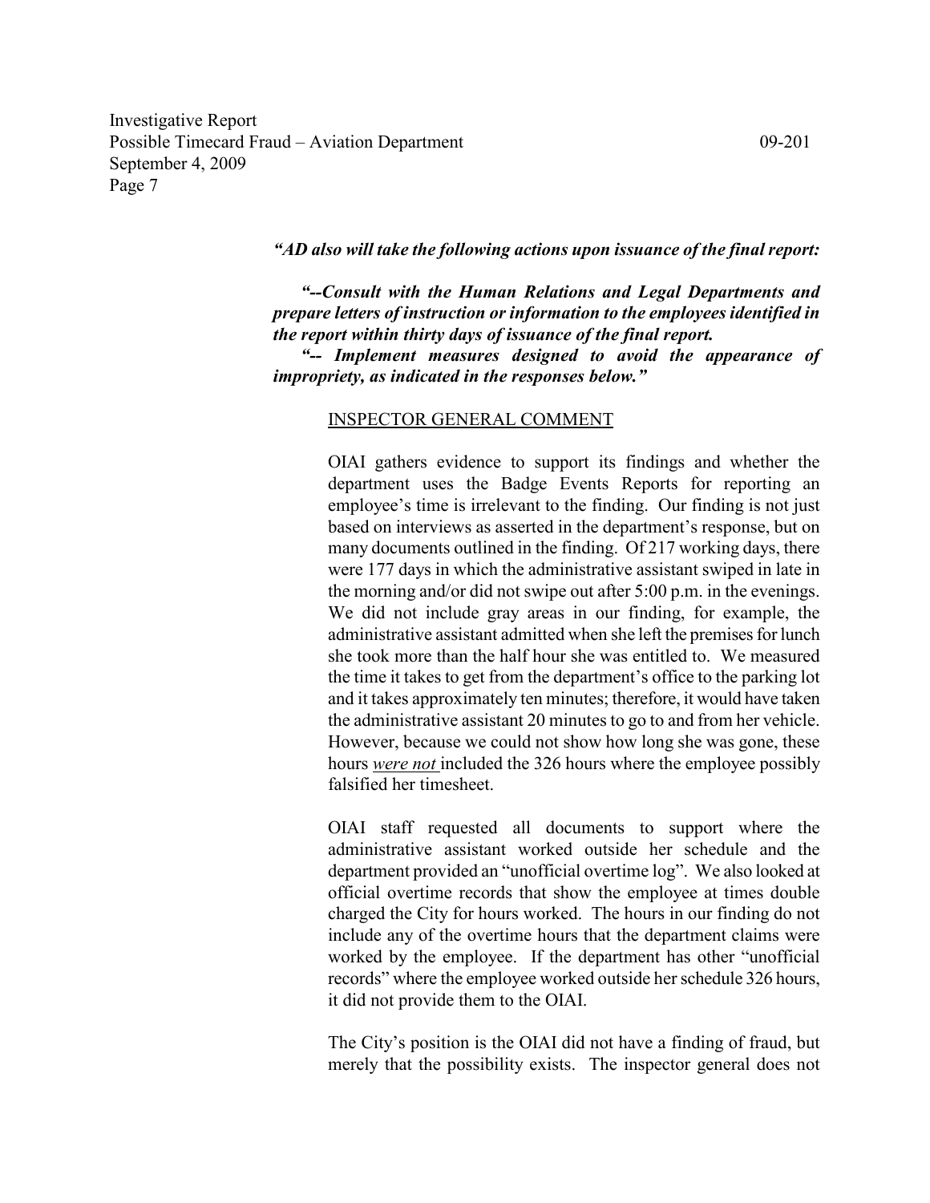***"AD also will take the following actions upon issuance of the final report:***

***"--Consult with the Human Relations and Legal Departments and prepare letters of instruction or information to the employees identified in the report within thirty days of issuance of the final report.***

***"-- Implement measures designed to avoid the appearance of impropriety, as indicated in the responses below."***

INSPECTOR GENERAL COMMENT

OIAI gathers evidence to support its findings and whether the department uses the Badge Events Reports for reporting an employee's time is irrelevant to the finding. Our finding is not just based on interviews as asserted in the department's response, but on many documents outlined in the finding. Of 217 working days, there were 177 days in which the administrative assistant swiped in late in the morning and/or did not swipe out after 5:00 p.m. in the evenings. We did not include gray areas in our finding, for example, the administrative assistant admitted when she left the premises for lunch she took more than the half hour she was entitled to. We measured the time it takes to get from the department's office to the parking lot and it takes approximately ten minutes; therefore, it would have taken the administrative assistant 20 minutes to go to and from her vehicle. However, because we could not show how long she was gone, these hours *were not* included the 326 hours where the employee possibly falsified her timesheet.

OIAI staff requested all documents to support where the administrative assistant worked outside her schedule and the department provided an "unofficial overtime log". We also looked at official overtime records that show the employee at times double charged the City for hours worked. The hours in our finding do not include any of the overtime hours that the department claims were worked by the employee. If the department has other "unofficial records" where the employee worked outside her schedule 326 hours, it did not provide them to the OIAI.

The City's position is the OIAI did not have a finding of fraud, but merely that the possibility exists. The inspector general does not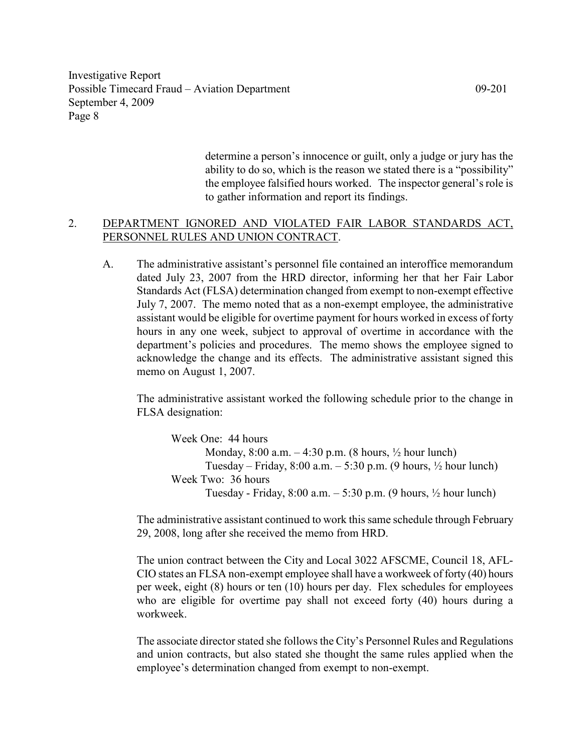determine a person's innocence or guilt, only a judge or jury has the ability to do so, which is the reason we stated there is a "possibility" the employee falsified hours worked. The inspector general's role is to gather information and report its findings.

2. <u>DEPARTMENT IGNORED AND VIOLATED FAIR LABOR STANDARDS ACT, PERSONNEL RULES AND UNION CONTRACT</u>.

   A. The administrative assistant's personnel file contained an interoffice memorandum dated July 23, 2007 from the HRD director, informing her that her Fair Labor Standards Act (FLSA) determination changed from exempt to non-exempt effective July 7, 2007. The memo noted that as a non-exempt employee, the administrative assistant would be eligible for overtime payment for hours worked in excess of forty hours in any one week, subject to approval of overtime in accordance with the department's policies and procedures. The memo shows the employee signed to acknowledge the change and its effects. The administrative assistant signed this memo on August 1, 2007.

   The administrative assistant worked the following schedule prior to the change in FLSA designation:

   Week One: 44 hours
   Monday, 8:00 a.m. – 4:30 p.m. (8 hours, ½ hour lunch)
   Tuesday – Friday, 8:00 a.m. – 5:30 p.m. (9 hours, ½ hour lunch)
   Week Two: 36 hours
   Tuesday - Friday, 8:00 a.m. – 5:30 p.m. (9 hours, ½ hour lunch)

   The administrative assistant continued to work this same schedule through February 29, 2008, long after she received the memo from HRD.

   The union contract between the City and Local 3022 AFSCME, Council 18, AFL-CIO states an FLSA non-exempt employee shall have a workweek of forty (40) hours per week, eight (8) hours or ten (10) hours per day. Flex schedules for employees who are eligible for overtime pay shall not exceed forty (40) hours during a workweek.

   The associate director stated she follows the City's Personnel Rules and Regulations and union contracts, but also stated she thought the same rules applied when the employee's determination changed from exempt to non-exempt.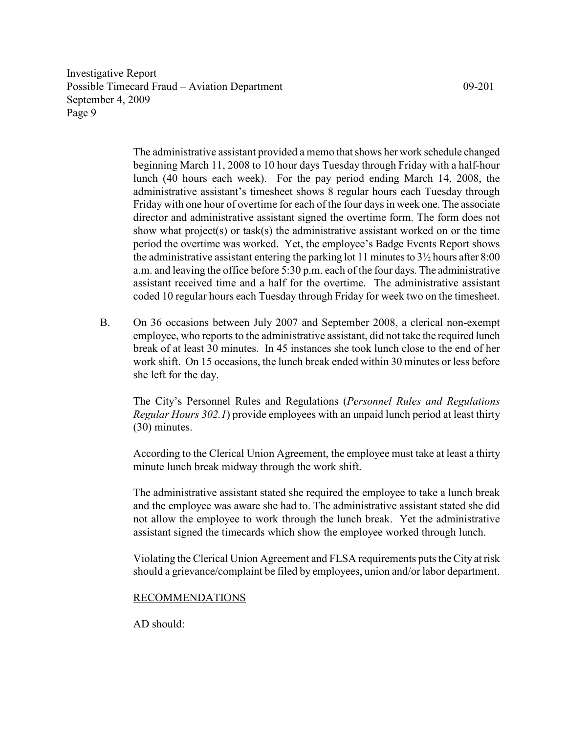The administrative assistant provided a memo that shows her work schedule changed beginning March 11, 2008 to 10 hour days Tuesday through Friday with a half-hour lunch (40 hours each week). For the pay period ending March 14, 2008, the administrative assistant's timesheet shows 8 regular hours each Tuesday through Friday with one hour of overtime for each of the four days in week one. The associate director and administrative assistant signed the overtime form. The form does not show what project(s) or task(s) the administrative assistant worked on or the time period the overtime was worked. Yet, the employee's Badge Events Report shows the administrative assistant entering the parking lot 11 minutes to 3½ hours after 8:00 a.m. and leaving the office before 5:30 p.m. each of the four days. The administrative assistant received time and a half for the overtime. The administrative assistant coded 10 regular hours each Tuesday through Friday for week two on the timesheet.

B. On 36 occasions between July 2007 and September 2008, a clerical non-exempt employee, who reports to the administrative assistant, did not take the required lunch break of at least 30 minutes. In 45 instances she took lunch close to the end of her work shift. On 15 occasions, the lunch break ended within 30 minutes or less before she left for the day.

The City's Personnel Rules and Regulations (*Personnel Rules and Regulations Regular Hours 302.1*) provide employees with an unpaid lunch period at least thirty (30) minutes.

According to the Clerical Union Agreement, the employee must take at least a thirty minute lunch break midway through the work shift.

The administrative assistant stated she required the employee to take a lunch break and the employee was aware she had to. The administrative assistant stated she did not allow the employee to work through the lunch break. Yet the administrative assistant signed the timecards which show the employee worked through lunch.

Violating the Clerical Union Agreement and FLSA requirements puts the City at risk should a grievance/complaint be filed by employees, union and/or labor department.

RECOMMENDATIONS

AD should: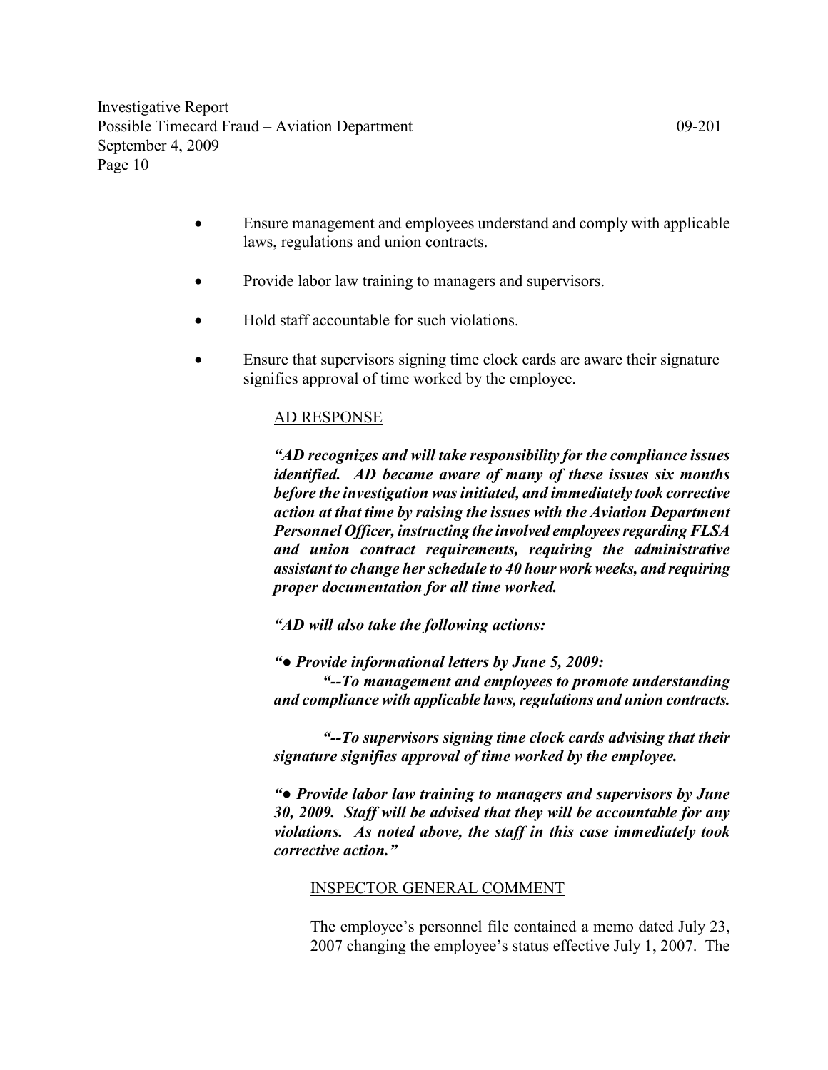- Ensure management and employees understand and comply with applicable laws, regulations and union contracts.

- Provide labor law training to managers and supervisors.

- Hold staff accountable for such violations.

- Ensure that supervisors signing time clock cards are aware their signature signifies approval of time worked by the employee.

AD RESPONSE

***"AD recognizes and will take responsibility for the compliance issues identified. AD became aware of many of these issues six months before the investigation was initiated, and immediately took corrective action at that time by raising the issues with the Aviation Department Personnel Officer, instructing the involved employees regarding FLSA and union contract requirements, requiring the administrative assistant to change her schedule to 40 hour work weeks, and requiring proper documentation for all time worked.***

***"AD will also take the following actions:***

***"● Provide informational letters by June 5, 2009:***

***"--To management and employees to promote understanding and compliance with applicable laws, regulations and union contracts.***

***"--To supervisors signing time clock cards advising that their signature signifies approval of time worked by the employee.***

***"● Provide labor law training to managers and supervisors by June 30, 2009. Staff will be advised that they will be accountable for any violations. As noted above, the staff in this case immediately took corrective action."***

INSPECTOR GENERAL COMMENT

The employee's personnel file contained a memo dated July 23, 2007 changing the employee's status effective July 1, 2007. The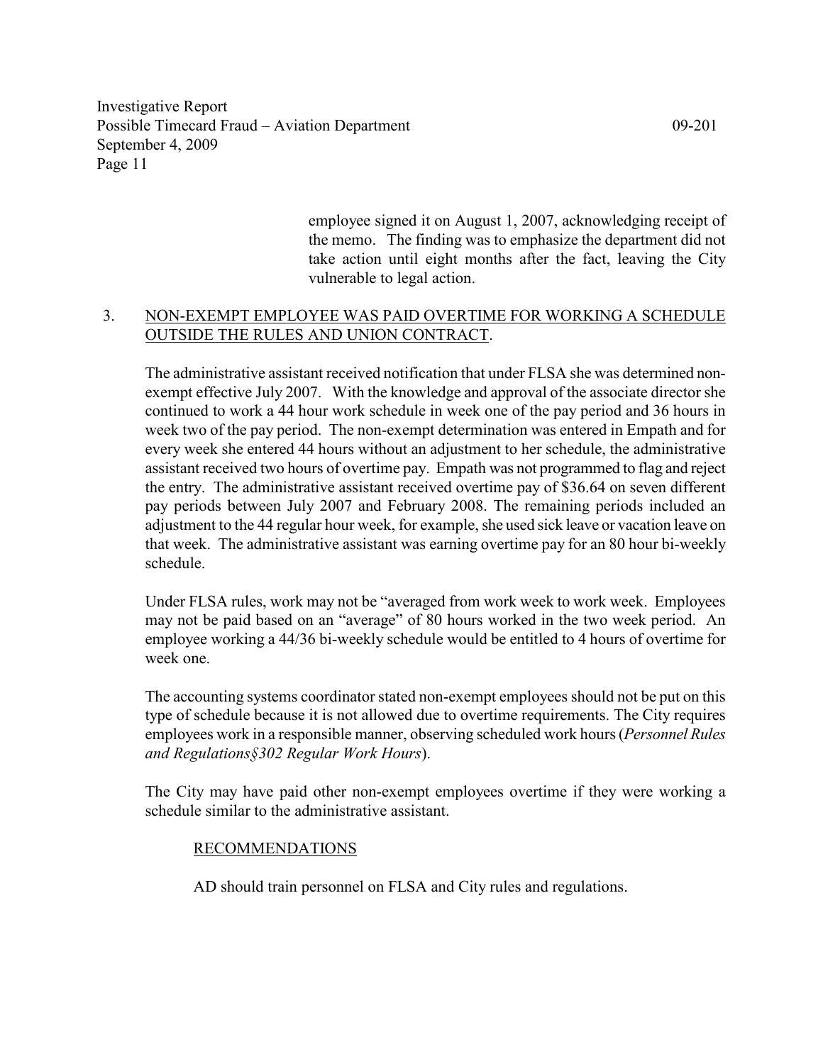employee signed it on August 1, 2007, acknowledging receipt of the memo. The finding was to emphasize the department did not take action until eight months after the fact, leaving the City vulnerable to legal action.

3. NON-EXEMPT EMPLOYEE WAS PAID OVERTIME FOR WORKING A SCHEDULE OUTSIDE THE RULES AND UNION CONTRACT.

The administrative assistant received notification that under FLSA she was determined non-exempt effective July 2007. With the knowledge and approval of the associate director she continued to work a 44 hour work schedule in week one of the pay period and 36 hours in week two of the pay period. The non-exempt determination was entered in Empath and for every week she entered 44 hours without an adjustment to her schedule, the administrative assistant received two hours of overtime pay. Empath was not programmed to flag and reject the entry. The administrative assistant received overtime pay of $36.64 on seven different pay periods between July 2007 and February 2008. The remaining periods included an adjustment to the 44 regular hour week, for example, she used sick leave or vacation leave on that week. The administrative assistant was earning overtime pay for an 80 hour bi-weekly schedule.

Under FLSA rules, work may not be "averaged from work week to work week. Employees may not be paid based on an "average" of 80 hours worked in the two week period. An employee working a 44/36 bi-weekly schedule would be entitled to 4 hours of overtime for week one.

The accounting systems coordinator stated non-exempt employees should not be put on this type of schedule because it is not allowed due to overtime requirements. The City requires employees work in a responsible manner, observing scheduled work hours (*Personnel Rules and Regulations§302 Regular Work Hours*).

The City may have paid other non-exempt employees overtime if they were working a schedule similar to the administrative assistant.

RECOMMENDATIONS

AD should train personnel on FLSA and City rules and regulations.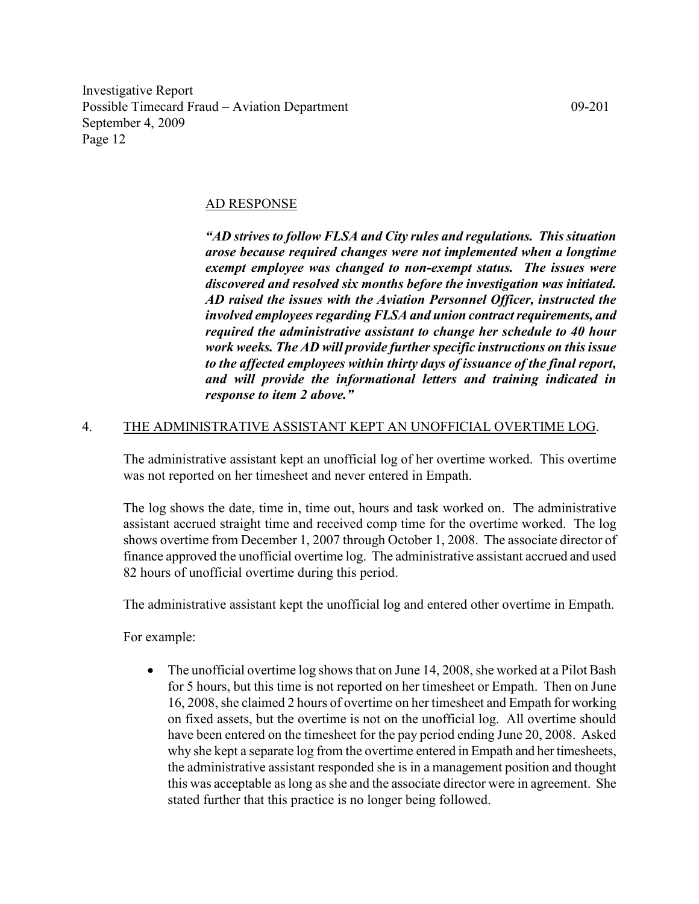AD RESPONSE

***"AD strives to follow FLSA and City rules and regulations. This situation arose because required changes were not implemented when a longtime exempt employee was changed to non-exempt status. The issues were discovered and resolved six months before the investigation was initiated. AD raised the issues with the Aviation Personnel Officer, instructed the involved employees regarding FLSA and union contract requirements, and required the administrative assistant to change her schedule to 40 hour work weeks. The AD will provide further specific instructions on this issue to the affected employees within thirty days of issuance of the final report, and will provide the informational letters and training indicated in response to item 2 above."***

4. THE ADMINISTRATIVE ASSISTANT KEPT AN UNOFFICIAL OVERTIME LOG.

The administrative assistant kept an unofficial log of her overtime worked. This overtime was not reported on her timesheet and never entered in Empath.

The log shows the date, time in, time out, hours and task worked on. The administrative assistant accrued straight time and received comp time for the overtime worked. The log shows overtime from December 1, 2007 through October 1, 2008. The associate director of finance approved the unofficial overtime log. The administrative assistant accrued and used 82 hours of unofficial overtime during this period.

The administrative assistant kept the unofficial log and entered other overtime in Empath.

For example:

- The unofficial overtime log shows that on June 14, 2008, she worked at a Pilot Bash for 5 hours, but this time is not reported on her timesheet or Empath. Then on June 16, 2008, she claimed 2 hours of overtime on her timesheet and Empath for working on fixed assets, but the overtime is not on the unofficial log. All overtime should have been entered on the timesheet for the pay period ending June 20, 2008. Asked why she kept a separate log from the overtime entered in Empath and her timesheets, the administrative assistant responded she is in a management position and thought this was acceptable as long as she and the associate director were in agreement. She stated further that this practice is no longer being followed.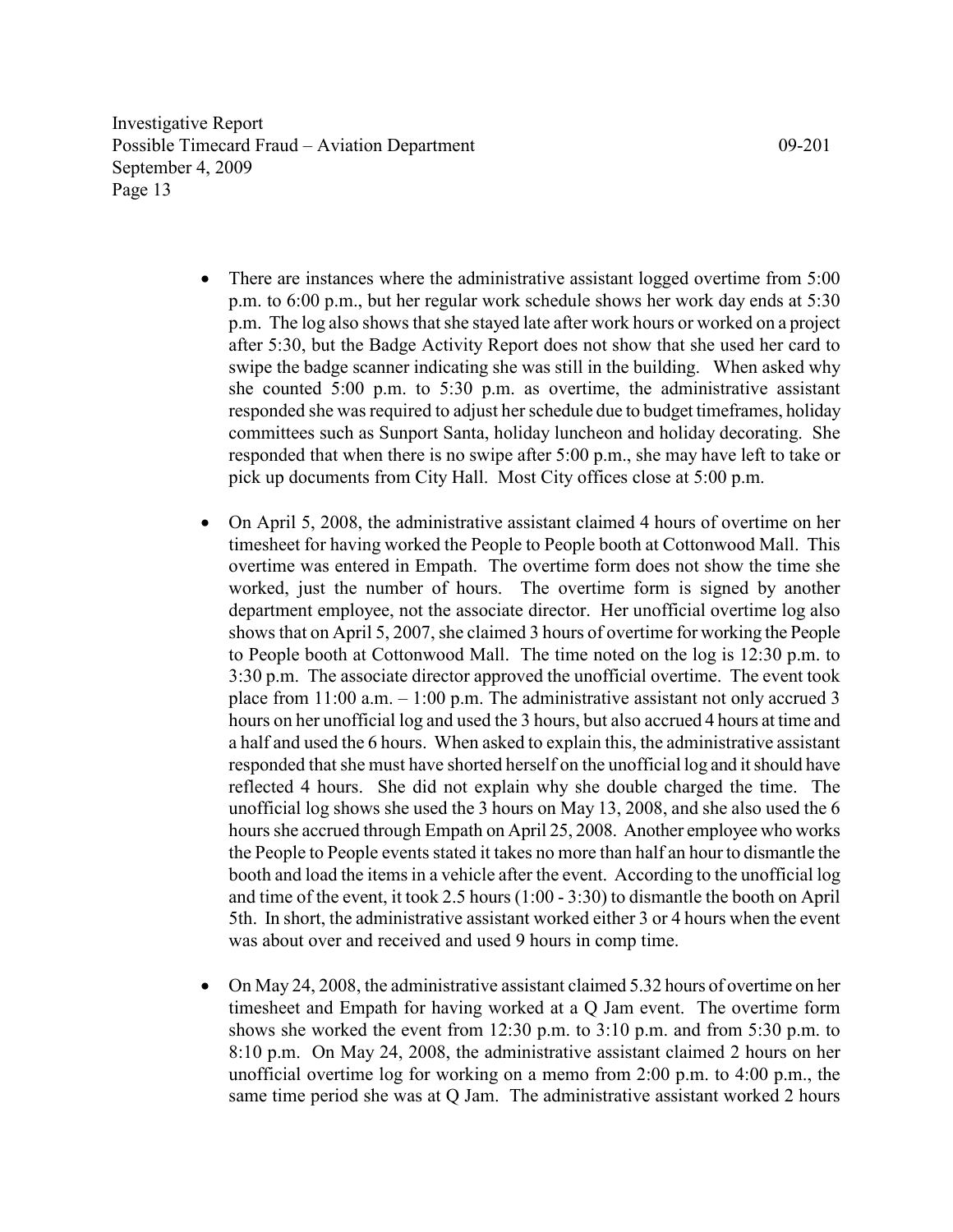- There are instances where the administrative assistant logged overtime from 5:00 p.m. to 6:00 p.m., but her regular work schedule shows her work day ends at 5:30 p.m. The log also shows that she stayed late after work hours or worked on a project after 5:30, but the Badge Activity Report does not show that she used her card to swipe the badge scanner indicating she was still in the building. When asked why she counted 5:00 p.m. to 5:30 p.m. as overtime, the administrative assistant responded she was required to adjust her schedule due to budget timeframes, holiday committees such as Sunport Santa, holiday luncheon and holiday decorating. She responded that when there is no swipe after 5:00 p.m., she may have left to take or pick up documents from City Hall. Most City offices close at 5:00 p.m.

- On April 5, 2008, the administrative assistant claimed 4 hours of overtime on her timesheet for having worked the People to People booth at Cottonwood Mall. This overtime was entered in Empath. The overtime form does not show the time she worked, just the number of hours. The overtime form is signed by another department employee, not the associate director. Her unofficial overtime log also shows that on April 5, 2007, she claimed 3 hours of overtime for working the People to People booth at Cottonwood Mall. The time noted on the log is 12:30 p.m. to 3:30 p.m. The associate director approved the unofficial overtime. The event took place from 11:00 a.m. – 1:00 p.m. The administrative assistant not only accrued 3 hours on her unofficial log and used the 3 hours, but also accrued 4 hours at time and a half and used the 6 hours. When asked to explain this, the administrative assistant responded that she must have shorted herself on the unofficial log and it should have reflected 4 hours. She did not explain why she double charged the time. The unofficial log shows she used the 3 hours on May 13, 2008, and she also used the 6 hours she accrued through Empath on April 25, 2008. Another employee who works the People to People events stated it takes no more than half an hour to dismantle the booth and load the items in a vehicle after the event. According to the unofficial log and time of the event, it took 2.5 hours (1:00 - 3:30) to dismantle the booth on April 5th. In short, the administrative assistant worked either 3 or 4 hours when the event was about over and received and used 9 hours in comp time.

- On May 24, 2008, the administrative assistant claimed 5.32 hours of overtime on her timesheet and Empath for having worked at a Q Jam event. The overtime form shows she worked the event from 12:30 p.m. to 3:10 p.m. and from 5:30 p.m. to 8:10 p.m. On May 24, 2008, the administrative assistant claimed 2 hours on her unofficial overtime log for working on a memo from 2:00 p.m. to 4:00 p.m., the same time period she was at Q Jam. The administrative assistant worked 2 hours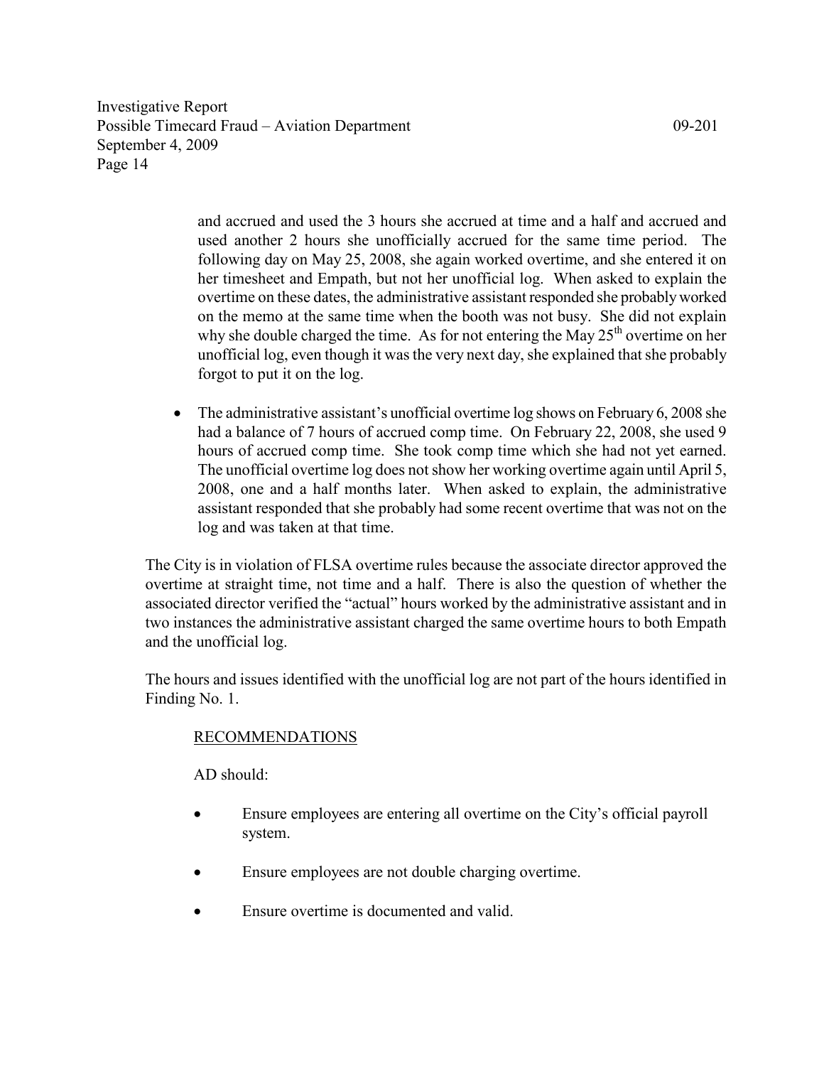and accrued and used the 3 hours she accrued at time and a half and accrued and used another 2 hours she unofficially accrued for the same time period. The following day on May 25, 2008, she again worked overtime, and she entered it on her timesheet and Empath, but not her unofficial log. When asked to explain the overtime on these dates, the administrative assistant responded she probably worked on the memo at the same time when the booth was not busy. She did not explain why she double charged the time. As for not entering the May 25th overtime on her unofficial log, even though it was the very next day, she explained that she probably forgot to put it on the log.

- The administrative assistant's unofficial overtime log shows on February 6, 2008 she had a balance of 7 hours of accrued comp time. On February 22, 2008, she used 9 hours of accrued comp time. She took comp time which she had not yet earned. The unofficial overtime log does not show her working overtime again until April 5, 2008, one and a half months later. When asked to explain, the administrative assistant responded that she probably had some recent overtime that was not on the log and was taken at that time.

The City is in violation of FLSA overtime rules because the associate director approved the overtime at straight time, not time and a half. There is also the question of whether the associated director verified the "actual" hours worked by the administrative assistant and in two instances the administrative assistant charged the same overtime hours to both Empath and the unofficial log.

The hours and issues identified with the unofficial log are not part of the hours identified in Finding No. 1.

RECOMMENDATIONS

AD should:

- Ensure employees are entering all overtime on the City's official payroll system.
- Ensure employees are not double charging overtime.
- Ensure overtime is documented and valid.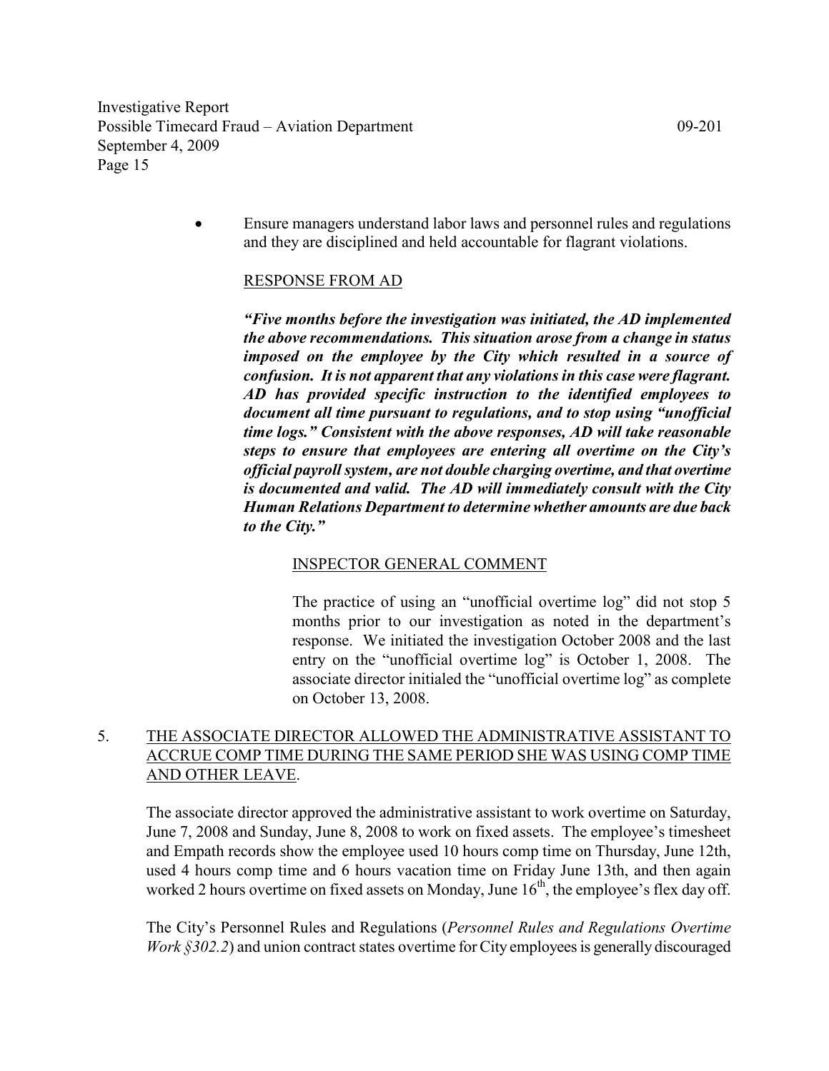- Ensure managers understand labor laws and personnel rules and regulations and they are disciplined and held accountable for flagrant violations.

RESPONSE FROM AD

***"Five months before the investigation was initiated, the AD implemented the above recommendations. This situation arose from a change in status imposed on the employee by the City which resulted in a source of confusion. It is not apparent that any violations in this case were flagrant. AD has provided specific instruction to the identified employees to document all time pursuant to regulations, and to stop using "unofficial time logs." Consistent with the above responses, AD will take reasonable steps to ensure that employees are entering all overtime on the City's official payroll system, are not double charging overtime, and that overtime is documented and valid. The AD will immediately consult with the City Human Relations Department to determine whether amounts are due back to the City."***

INSPECTOR GENERAL COMMENT

The practice of using an "unofficial overtime log" did not stop 5 months prior to our investigation as noted in the department's response. We initiated the investigation October 2008 and the last entry on the "unofficial overtime log" is October 1, 2008. The associate director initialed the "unofficial overtime log" as complete on October 13, 2008.

5. THE ASSOCIATE DIRECTOR ALLOWED THE ADMINISTRATIVE ASSISTANT TO ACCRUE COMP TIME DURING THE SAME PERIOD SHE WAS USING COMP TIME AND OTHER LEAVE.

The associate director approved the administrative assistant to work overtime on Saturday, June 7, 2008 and Sunday, June 8, 2008 to work on fixed assets. The employee's timesheet and Empath records show the employee used 10 hours comp time on Thursday, June 12th, used 4 hours comp time and 6 hours vacation time on Friday June 13th, and then again worked 2 hours overtime on fixed assets on Monday, June 16th, the employee's flex day off.

The City's Personnel Rules and Regulations (*Personnel Rules and Regulations Overtime Work §302.2*) and union contract states overtime for City employees is generally discouraged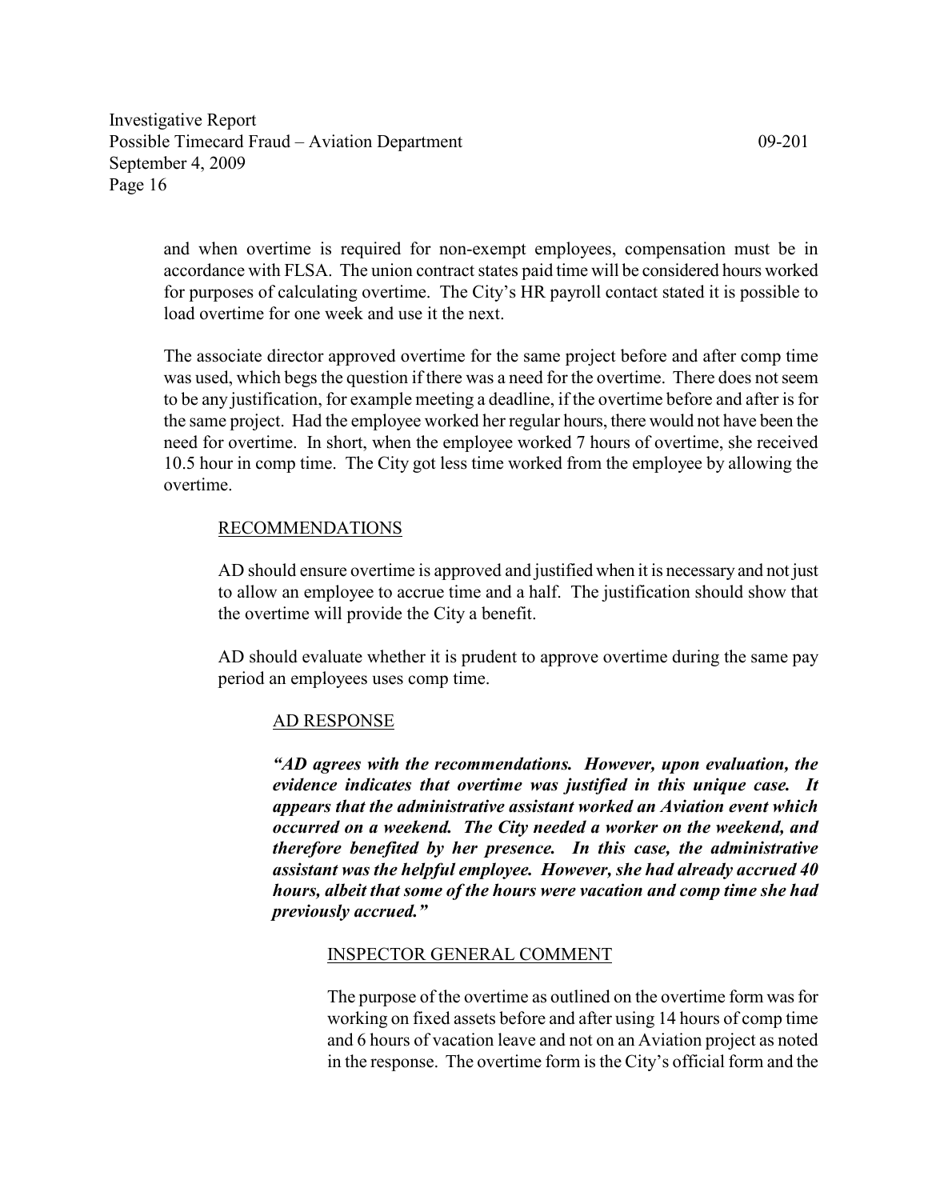and when overtime is required for non-exempt employees, compensation must be in accordance with FLSA. The union contract states paid time will be considered hours worked for purposes of calculating overtime. The City's HR payroll contact stated it is possible to load overtime for one week and use it the next.

The associate director approved overtime for the same project before and after comp time was used, which begs the question if there was a need for the overtime. There does not seem to be any justification, for example meeting a deadline, if the overtime before and after is for the same project. Had the employee worked her regular hours, there would not have been the need for overtime. In short, when the employee worked 7 hours of overtime, she received 10.5 hour in comp time. The City got less time worked from the employee by allowing the overtime.

RECOMMENDATIONS

AD should ensure overtime is approved and justified when it is necessary and not just to allow an employee to accrue time and a half. The justification should show that the overtime will provide the City a benefit.

AD should evaluate whether it is prudent to approve overtime during the same pay period an employees uses comp time.

AD RESPONSE

***"AD agrees with the recommendations. However, upon evaluation, the evidence indicates that overtime was justified in this unique case. It appears that the administrative assistant worked an Aviation event which occurred on a weekend. The City needed a worker on the weekend, and therefore benefited by her presence. In this case, the administrative assistant was the helpful employee. However, she had already accrued 40 hours, albeit that some of the hours were vacation and comp time she had previously accrued."***

INSPECTOR GENERAL COMMENT

The purpose of the overtime as outlined on the overtime form was for working on fixed assets before and after using 14 hours of comp time and 6 hours of vacation leave and not on an Aviation project as noted in the response. The overtime form is the City's official form and the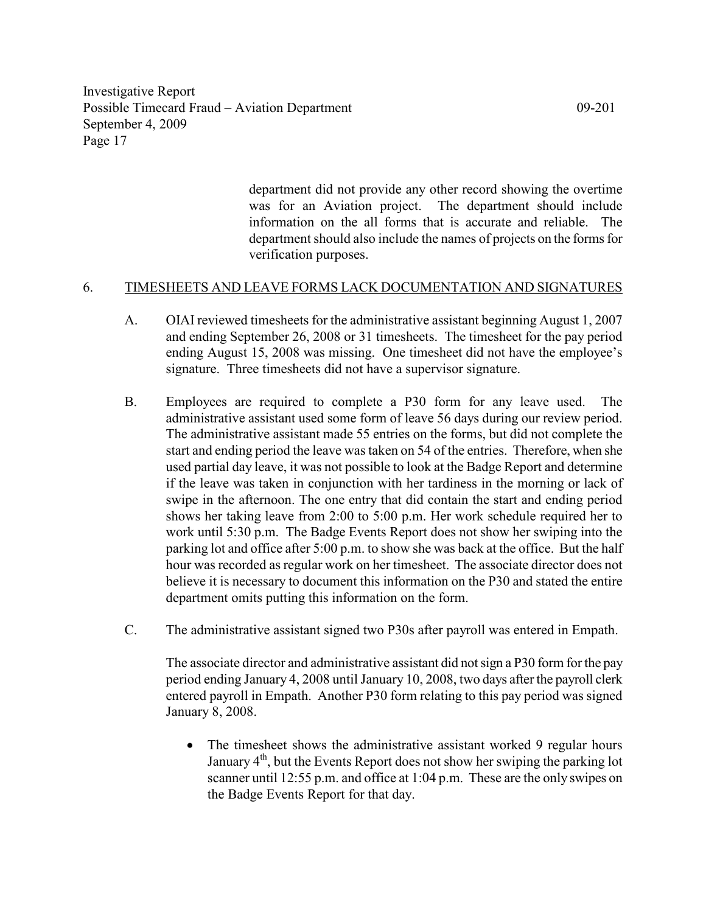department did not provide any other record showing the overtime was for an Aviation project. The department should include information on the all forms that is accurate and reliable. The department should also include the names of projects on the forms for verification purposes.

6. TIMESHEETS AND LEAVE FORMS LACK DOCUMENTATION AND SIGNATURES

A. OIAI reviewed timesheets for the administrative assistant beginning August 1, 2007 and ending September 26, 2008 or 31 timesheets. The timesheet for the pay period ending August 15, 2008 was missing. One timesheet did not have the employee's signature. Three timesheets did not have a supervisor signature.

B. Employees are required to complete a P30 form for any leave used. The administrative assistant used some form of leave 56 days during our review period. The administrative assistant made 55 entries on the forms, but did not complete the start and ending period the leave was taken on 54 of the entries. Therefore, when she used partial day leave, it was not possible to look at the Badge Report and determine if the leave was taken in conjunction with her tardiness in the morning or lack of swipe in the afternoon. The one entry that did contain the start and ending period shows her taking leave from 2:00 to 5:00 p.m. Her work schedule required her to work until 5:30 p.m. The Badge Events Report does not show her swiping into the parking lot and office after 5:00 p.m. to show she was back at the office. But the half hour was recorded as regular work on her timesheet. The associate director does not believe it is necessary to document this information on the P30 and stated the entire department omits putting this information on the form.

C. The administrative assistant signed two P30s after payroll was entered in Empath.

The associate director and administrative assistant did not sign a P30 form for the pay period ending January 4, 2008 until January 10, 2008, two days after the payroll clerk entered payroll in Empath. Another P30 form relating to this pay period was signed January 8, 2008.

- The timesheet shows the administrative assistant worked 9 regular hours January 4th, but the Events Report does not show her swiping the parking lot scanner until 12:55 p.m. and office at 1:04 p.m. These are the only swipes on the Badge Events Report for that day.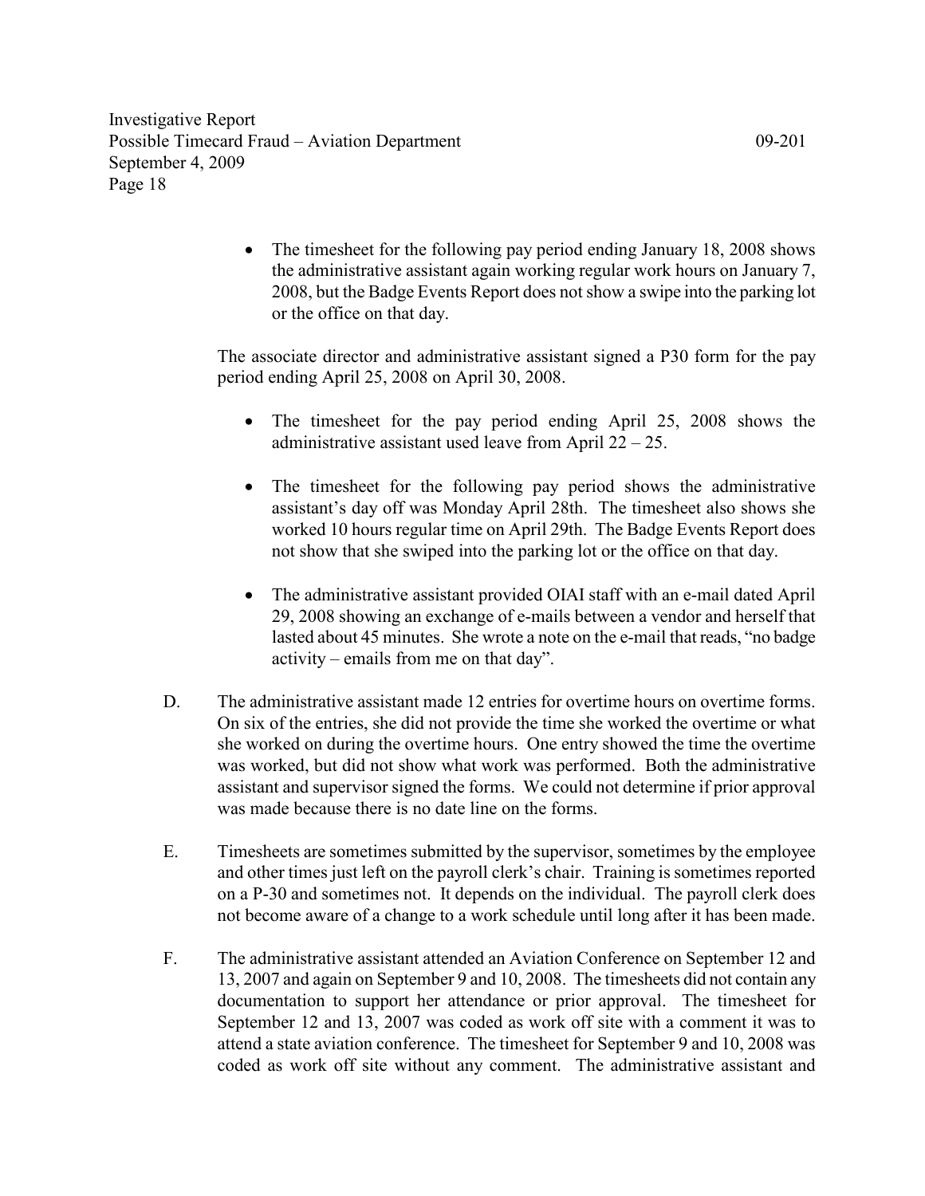- The timesheet for the following pay period ending January 18, 2008 shows the administrative assistant again working regular work hours on January 7, 2008, but the Badge Events Report does not show a swipe into the parking lot or the office on that day.

The associate director and administrative assistant signed a P30 form for the pay period ending April 25, 2008 on April 30, 2008.

- The timesheet for the pay period ending April 25, 2008 shows the administrative assistant used leave from April 22 – 25.

- The timesheet for the following pay period shows the administrative assistant's day off was Monday April 28th. The timesheet also shows she worked 10 hours regular time on April 29th. The Badge Events Report does not show that she swiped into the parking lot or the office on that day.

- The administrative assistant provided OIAI staff with an e-mail dated April 29, 2008 showing an exchange of e-mails between a vendor and herself that lasted about 45 minutes. She wrote a note on the e-mail that reads, "no badge activity – emails from me on that day".

D. The administrative assistant made 12 entries for overtime hours on overtime forms. On six of the entries, she did not provide the time she worked the overtime or what she worked on during the overtime hours. One entry showed the time the overtime was worked, but did not show what work was performed. Both the administrative assistant and supervisor signed the forms. We could not determine if prior approval was made because there is no date line on the forms.

E. Timesheets are sometimes submitted by the supervisor, sometimes by the employee and other times just left on the payroll clerk's chair. Training is sometimes reported on a P-30 and sometimes not. It depends on the individual. The payroll clerk does not become aware of a change to a work schedule until long after it has been made.

F. The administrative assistant attended an Aviation Conference on September 12 and 13, 2007 and again on September 9 and 10, 2008. The timesheets did not contain any documentation to support her attendance or prior approval. The timesheet for September 12 and 13, 2007 was coded as work off site with a comment it was to attend a state aviation conference. The timesheet for September 9 and 10, 2008 was coded as work off site without any comment. The administrative assistant and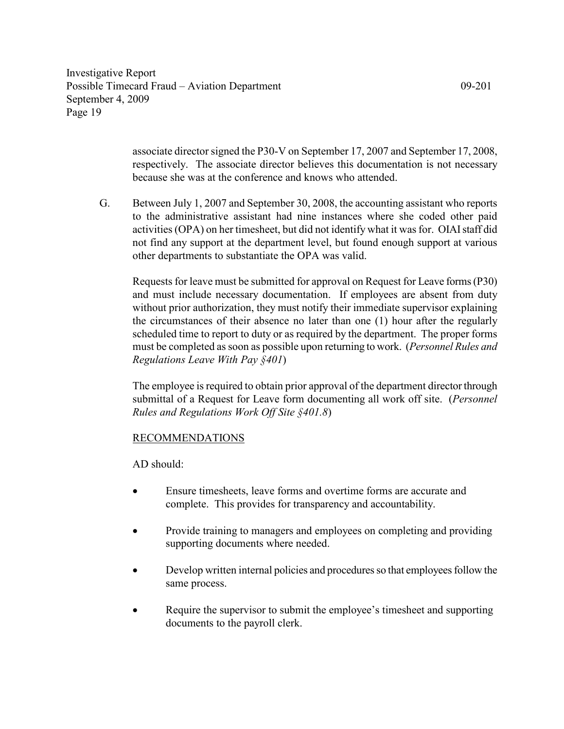associate director signed the P30-V on September 17, 2007 and September 17, 2008, respectively. The associate director believes this documentation is not necessary because she was at the conference and knows who attended.

G. Between July 1, 2007 and September 30, 2008, the accounting assistant who reports to the administrative assistant had nine instances where she coded other paid activities (OPA) on her timesheet, but did not identify what it was for. OIAI staff did not find any support at the department level, but found enough support at various other departments to substantiate the OPA was valid.

Requests for leave must be submitted for approval on Request for Leave forms (P30) and must include necessary documentation. If employees are absent from duty without prior authorization, they must notify their immediate supervisor explaining the circumstances of their absence no later than one (1) hour after the regularly scheduled time to report to duty or as required by the department. The proper forms must be completed as soon as possible upon returning to work. (*Personnel Rules and Regulations Leave With Pay §401*)

The employee is required to obtain prior approval of the department director through submittal of a Request for Leave form documenting all work off site. (*Personnel Rules and Regulations Work Off Site §401.8*)

RECOMMENDATIONS

AD should:

- Ensure timesheets, leave forms and overtime forms are accurate and complete. This provides for transparency and accountability.
- Provide training to managers and employees on completing and providing supporting documents where needed.
- Develop written internal policies and procedures so that employees follow the same process.
- Require the supervisor to submit the employee's timesheet and supporting documents to the payroll clerk.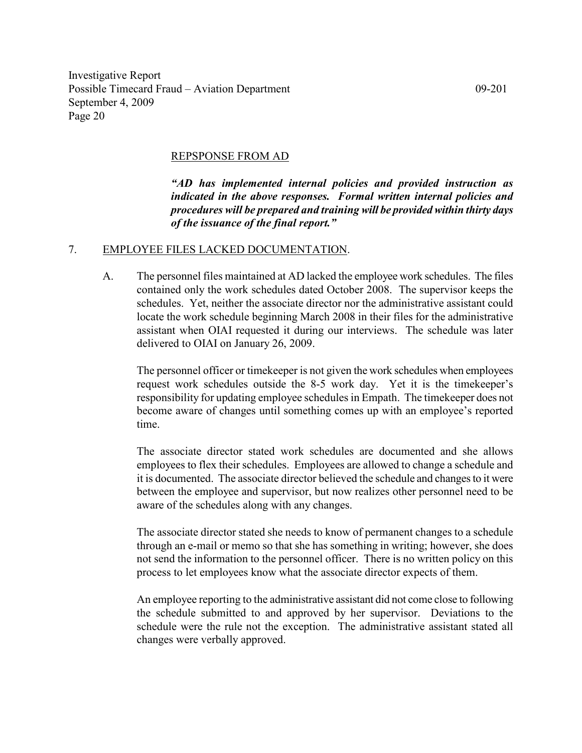REPSPONSE FROM AD

***"AD has implemented internal policies and provided instruction as indicated in the above responses. Formal written internal policies and procedures will be prepared and training will be provided within thirty days of the issuance of the final report."***

7. EMPLOYEE FILES LACKED DOCUMENTATION.

A. The personnel files maintained at AD lacked the employee work schedules. The files contained only the work schedules dated October 2008. The supervisor keeps the schedules. Yet, neither the associate director nor the administrative assistant could locate the work schedule beginning March 2008 in their files for the administrative assistant when OIAI requested it during our interviews. The schedule was later delivered to OIAI on January 26, 2009.

The personnel officer or timekeeper is not given the work schedules when employees request work schedules outside the 8-5 work day. Yet it is the timekeeper's responsibility for updating employee schedules in Empath. The timekeeper does not become aware of changes until something comes up with an employee's reported time.

The associate director stated work schedules are documented and she allows employees to flex their schedules. Employees are allowed to change a schedule and it is documented. The associate director believed the schedule and changes to it were between the employee and supervisor, but now realizes other personnel need to be aware of the schedules along with any changes.

The associate director stated she needs to know of permanent changes to a schedule through an e-mail or memo so that she has something in writing; however, she does not send the information to the personnel officer. There is no written policy on this process to let employees know what the associate director expects of them.

An employee reporting to the administrative assistant did not come close to following the schedule submitted to and approved by her supervisor. Deviations to the schedule were the rule not the exception. The administrative assistant stated all changes were verbally approved.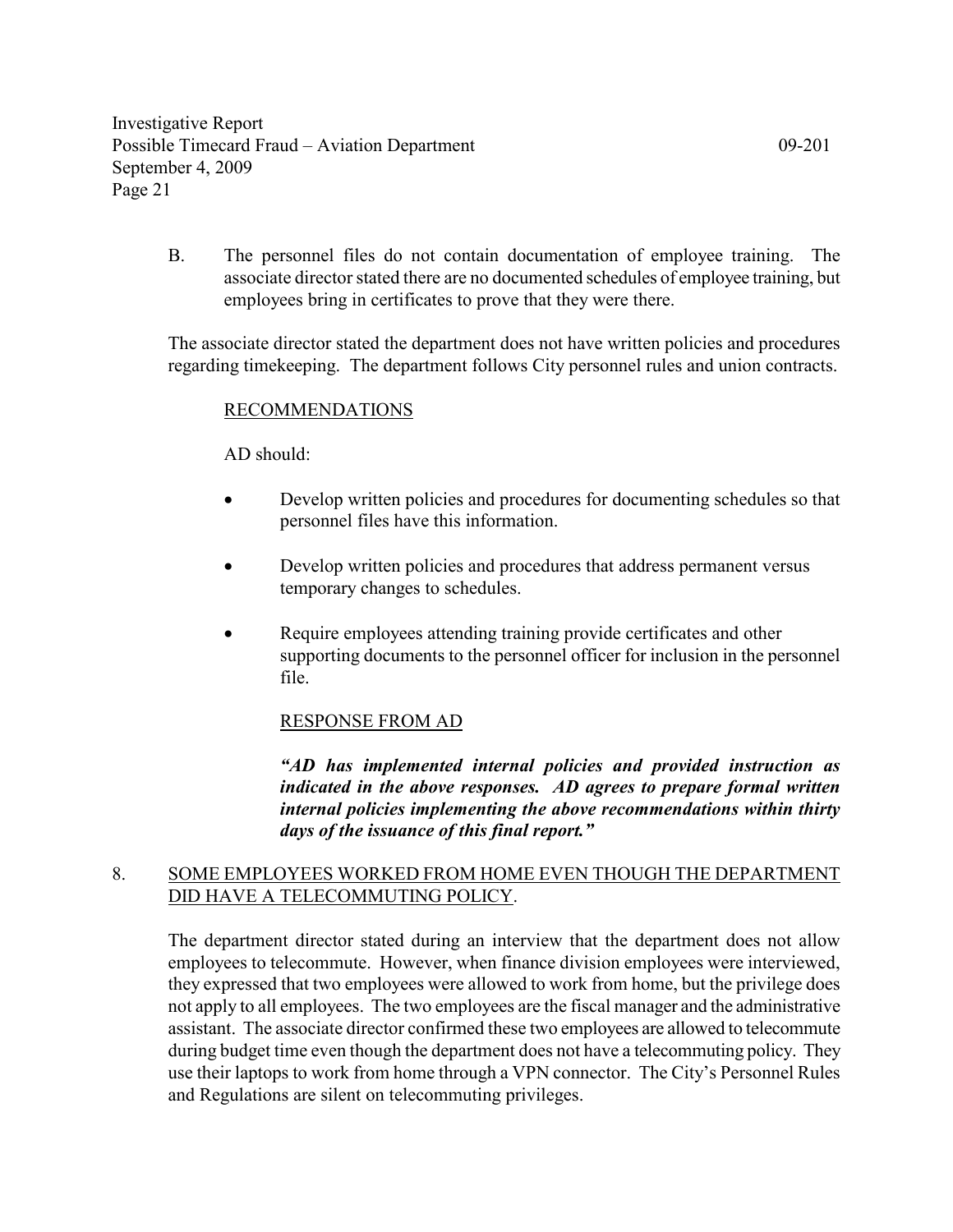B. The personnel files do not contain documentation of employee training. The associate director stated there are no documented schedules of employee training, but employees bring in certificates to prove that they were there.

The associate director stated the department does not have written policies and procedures regarding timekeeping. The department follows City personnel rules and union contracts.

RECOMMENDATIONS

AD should:

- Develop written policies and procedures for documenting schedules so that personnel files have this information.
- Develop written policies and procedures that address permanent versus temporary changes to schedules.
- Require employees attending training provide certificates and other supporting documents to the personnel officer for inclusion in the personnel file.

RESPONSE FROM AD

***"AD has implemented internal policies and provided instruction as indicated in the above responses. AD agrees to prepare formal written internal policies implementing the above recommendations within thirty days of the issuance of this final report."***

8. SOME EMPLOYEES WORKED FROM HOME EVEN THOUGH THE DEPARTMENT DID HAVE A TELECOMMUTING POLICY.

The department director stated during an interview that the department does not allow employees to telecommute. However, when finance division employees were interviewed, they expressed that two employees were allowed to work from home, but the privilege does not apply to all employees. The two employees are the fiscal manager and the administrative assistant. The associate director confirmed these two employees are allowed to telecommute during budget time even though the department does not have a telecommuting policy. They use their laptops to work from home through a VPN connector. The City's Personnel Rules and Regulations are silent on telecommuting privileges.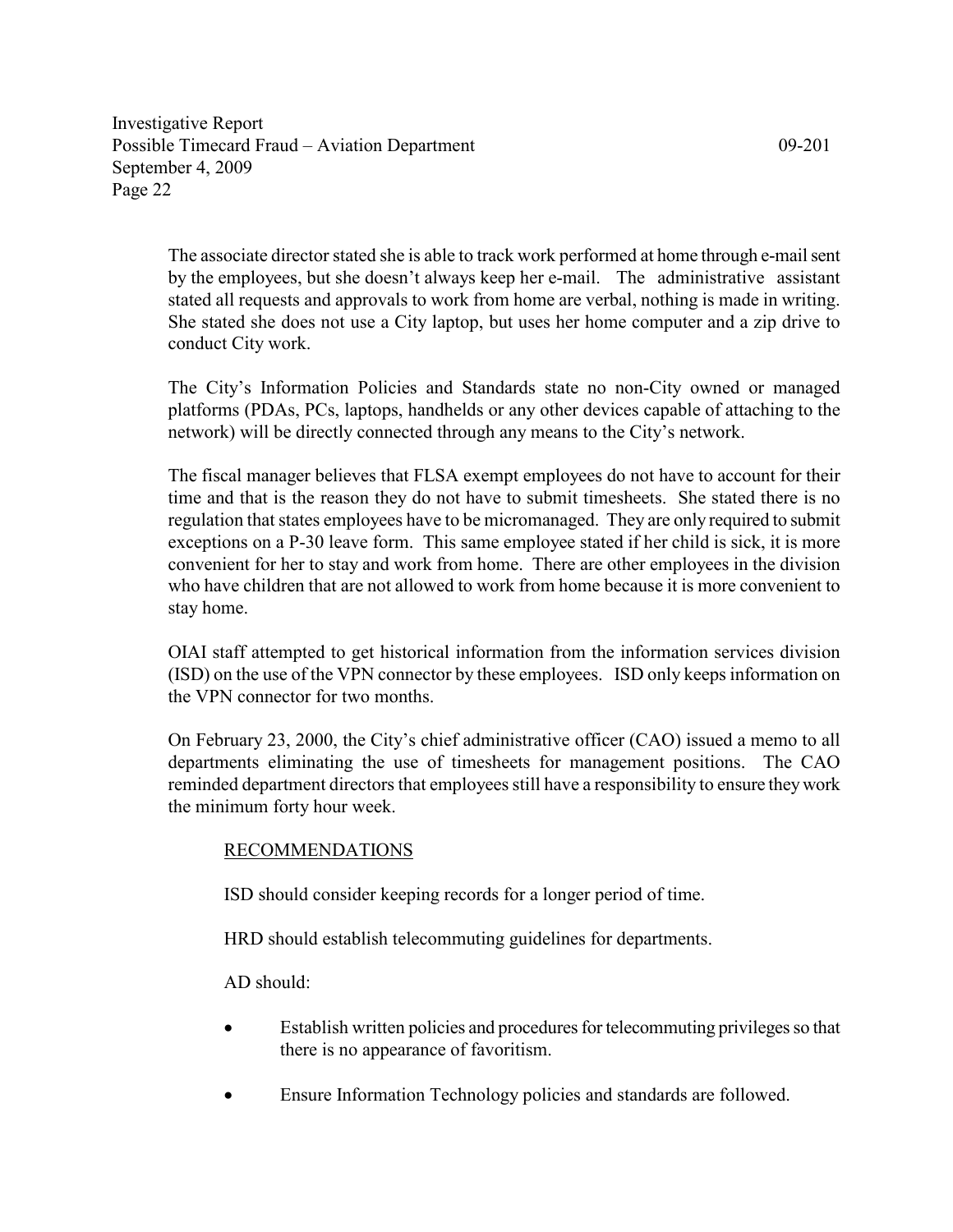The associate director stated she is able to track work performed at home through e-mail sent by the employees, but she doesn't always keep her e-mail. The administrative assistant stated all requests and approvals to work from home are verbal, nothing is made in writing. She stated she does not use a City laptop, but uses her home computer and a zip drive to conduct City work.

The City's Information Policies and Standards state no non-City owned or managed platforms (PDAs, PCs, laptops, handhelds or any other devices capable of attaching to the network) will be directly connected through any means to the City's network.

The fiscal manager believes that FLSA exempt employees do not have to account for their time and that is the reason they do not have to submit timesheets. She stated there is no regulation that states employees have to be micromanaged. They are only required to submit exceptions on a P-30 leave form. This same employee stated if her child is sick, it is more convenient for her to stay and work from home. There are other employees in the division who have children that are not allowed to work from home because it is more convenient to stay home.

OIAI staff attempted to get historical information from the information services division (ISD) on the use of the VPN connector by these employees. ISD only keeps information on the VPN connector for two months.

On February 23, 2000, the City's chief administrative officer (CAO) issued a memo to all departments eliminating the use of timesheets for management positions. The CAO reminded department directors that employees still have a responsibility to ensure they work the minimum forty hour week.

RECOMMENDATIONS

ISD should consider keeping records for a longer period of time.

HRD should establish telecommuting guidelines for departments.

AD should:

- Establish written policies and procedures for telecommuting privileges so that there is no appearance of favoritism.
- Ensure Information Technology policies and standards are followed.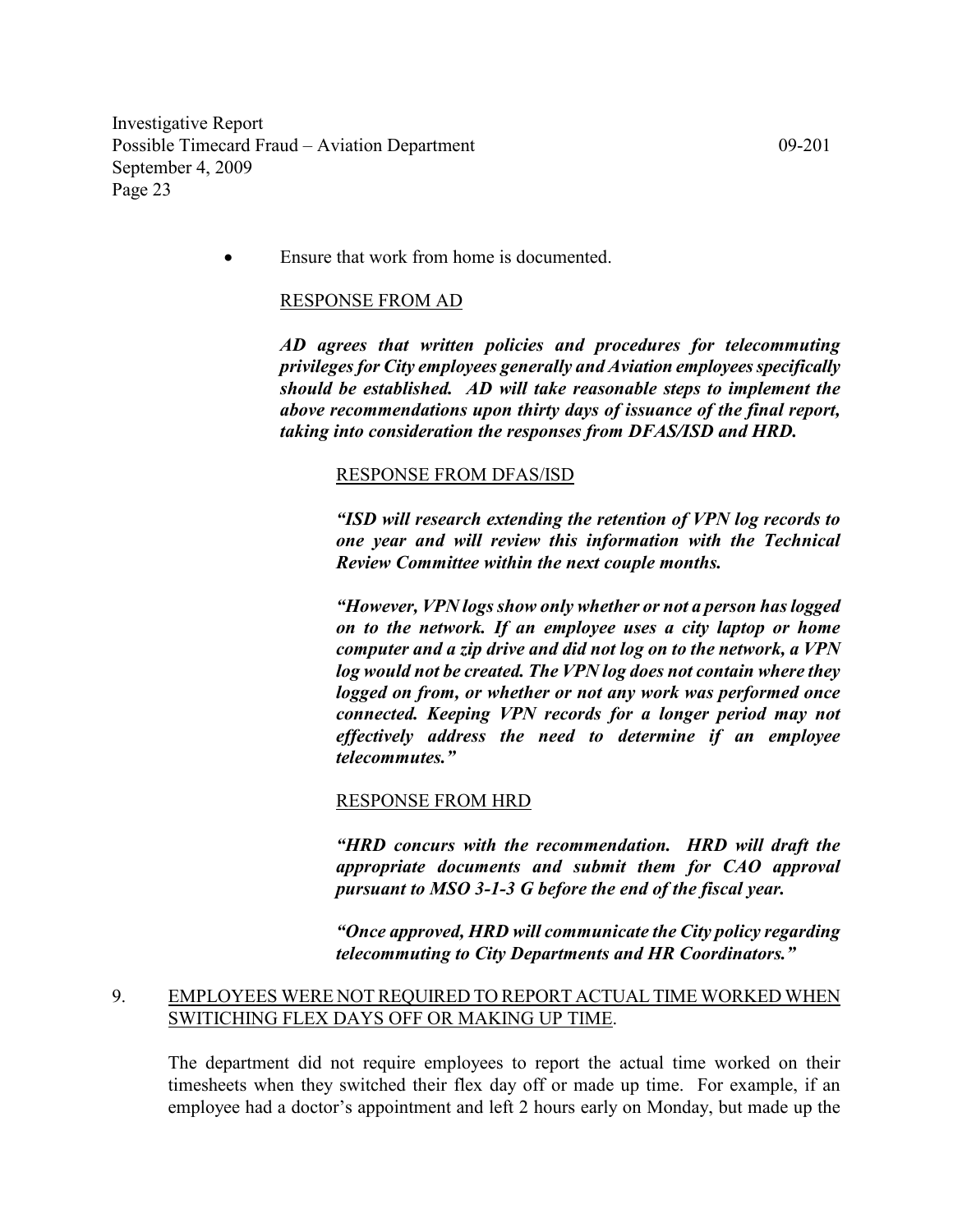- Ensure that work from home is documented.

RESPONSE FROM AD

***AD agrees that written policies and procedures for telecommuting privileges for City employees generally and Aviation employees specifically should be established. AD will take reasonable steps to implement the above recommendations upon thirty days of issuance of the final report, taking into consideration the responses from DFAS/ISD and HRD.***

RESPONSE FROM DFAS/ISD

***"ISD will research extending the retention of VPN log records to one year and will review this information with the Technical Review Committee within the next couple months.***

***"However, VPN logs show only whether or not a person has logged on to the network. If an employee uses a city laptop or home computer and a zip drive and did not log on to the network, a VPN log would not be created. The VPN log does not contain where they logged on from, or whether or not any work was performed once connected. Keeping VPN records for a longer period may not effectively address the need to determine if an employee telecommutes."***

RESPONSE FROM HRD

***"HRD concurs with the recommendation. HRD will draft the appropriate documents and submit them for CAO approval pursuant to MSO 3-1-3 G before the end of the fiscal year.***

***"Once approved, HRD will communicate the City policy regarding telecommuting to City Departments and HR Coordinators."***

9. EMPLOYEES WERE NOT REQUIRED TO REPORT ACTUAL TIME WORKED WHEN SWITICHING FLEX DAYS OFF OR MAKING UP TIME.

The department did not require employees to report the actual time worked on their timesheets when they switched their flex day off or made up time. For example, if an employee had a doctor's appointment and left 2 hours early on Monday, but made up the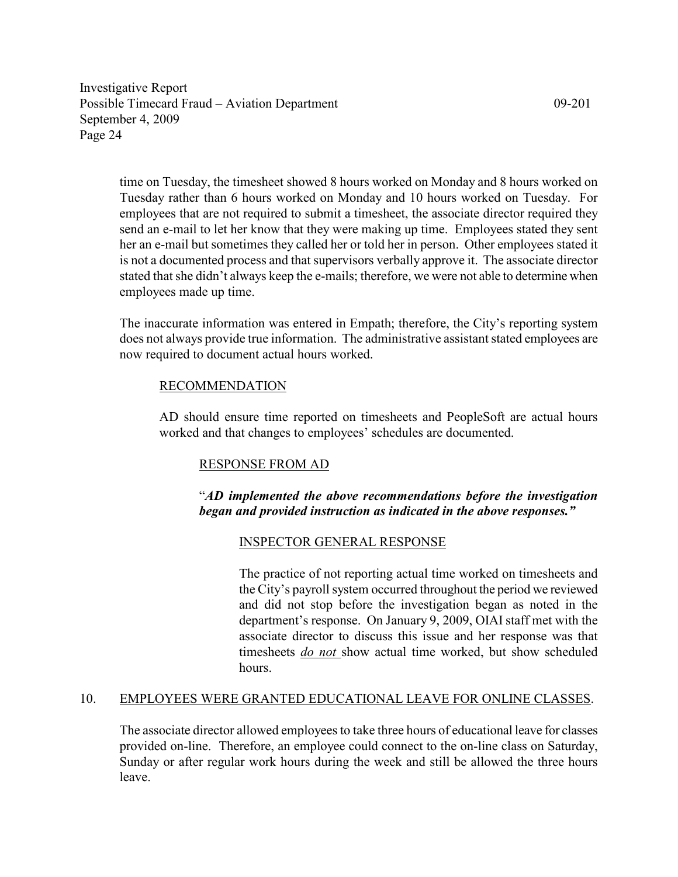time on Tuesday, the timesheet showed 8 hours worked on Monday and 8 hours worked on Tuesday rather than 6 hours worked on Monday and 10 hours worked on Tuesday. For employees that are not required to submit a timesheet, the associate director required they send an e-mail to let her know that they were making up time. Employees stated they sent her an e-mail but sometimes they called her or told her in person. Other employees stated it is not a documented process and that supervisors verbally approve it. The associate director stated that she didn't always keep the e-mails; therefore, we were not able to determine when employees made up time.

The inaccurate information was entered in Empath; therefore, the City's reporting system does not always provide true information. The administrative assistant stated employees are now required to document actual hours worked.

RECOMMENDATION

AD should ensure time reported on timesheets and PeopleSoft are actual hours worked and that changes to employees' schedules are documented.

RESPONSE FROM AD

"***AD implemented the above recommendations before the investigation began and provided instruction as indicated in the above responses."***

INSPECTOR GENERAL RESPONSE

The practice of not reporting actual time worked on timesheets and the City's payroll system occurred throughout the period we reviewed and did not stop before the investigation began as noted in the department's response. On January 9, 2009, OIAI staff met with the associate director to discuss this issue and her response was that timesheets *do not* show actual time worked, but show scheduled hours.

10. EMPLOYEES WERE GRANTED EDUCATIONAL LEAVE FOR ONLINE CLASSES.

The associate director allowed employees to take three hours of educational leave for classes provided on-line. Therefore, an employee could connect to the on-line class on Saturday, Sunday or after regular work hours during the week and still be allowed the three hours leave.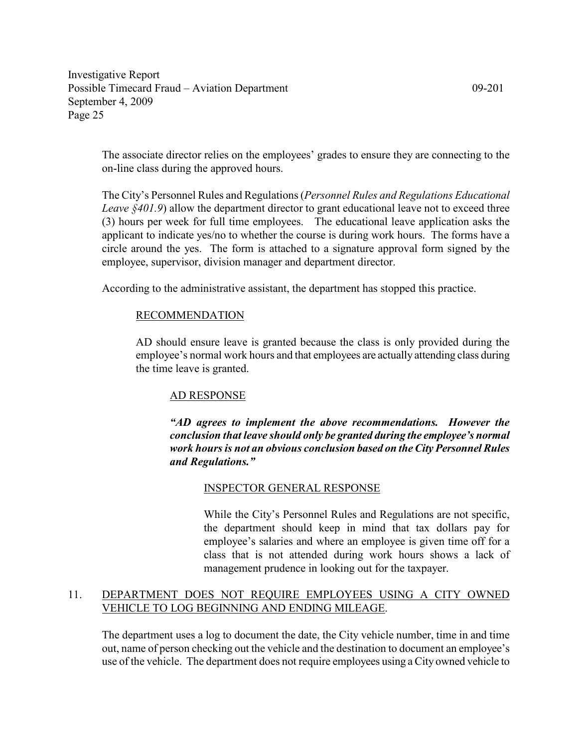The associate director relies on the employees' grades to ensure they are connecting to the on-line class during the approved hours.

The City's Personnel Rules and Regulations (*Personnel Rules and Regulations Educational Leave §401.9*) allow the department director to grant educational leave not to exceed three (3) hours per week for full time employees. The educational leave application asks the applicant to indicate yes/no to whether the course is during work hours. The forms have a circle around the yes. The form is attached to a signature approval form signed by the employee, supervisor, division manager and department director.

According to the administrative assistant, the department has stopped this practice.

RECOMMENDATION

AD should ensure leave is granted because the class is only provided during the employee's normal work hours and that employees are actually attending class during the time leave is granted.

AD RESPONSE

***"AD agrees to implement the above recommendations. However the conclusion that leave should only be granted during the employee's normal work hours is not an obvious conclusion based on the City Personnel Rules and Regulations."***

INSPECTOR GENERAL RESPONSE

While the City's Personnel Rules and Regulations are not specific, the department should keep in mind that tax dollars pay for employee's salaries and where an employee is given time off for a class that is not attended during work hours shows a lack of management prudence in looking out for the taxpayer.

11. DEPARTMENT DOES NOT REQUIRE EMPLOYEES USING A CITY OWNED VEHICLE TO LOG BEGINNING AND ENDING MILEAGE.

The department uses a log to document the date, the City vehicle number, time in and time out, name of person checking out the vehicle and the destination to document an employee's use of the vehicle. The department does not require employees using a City owned vehicle to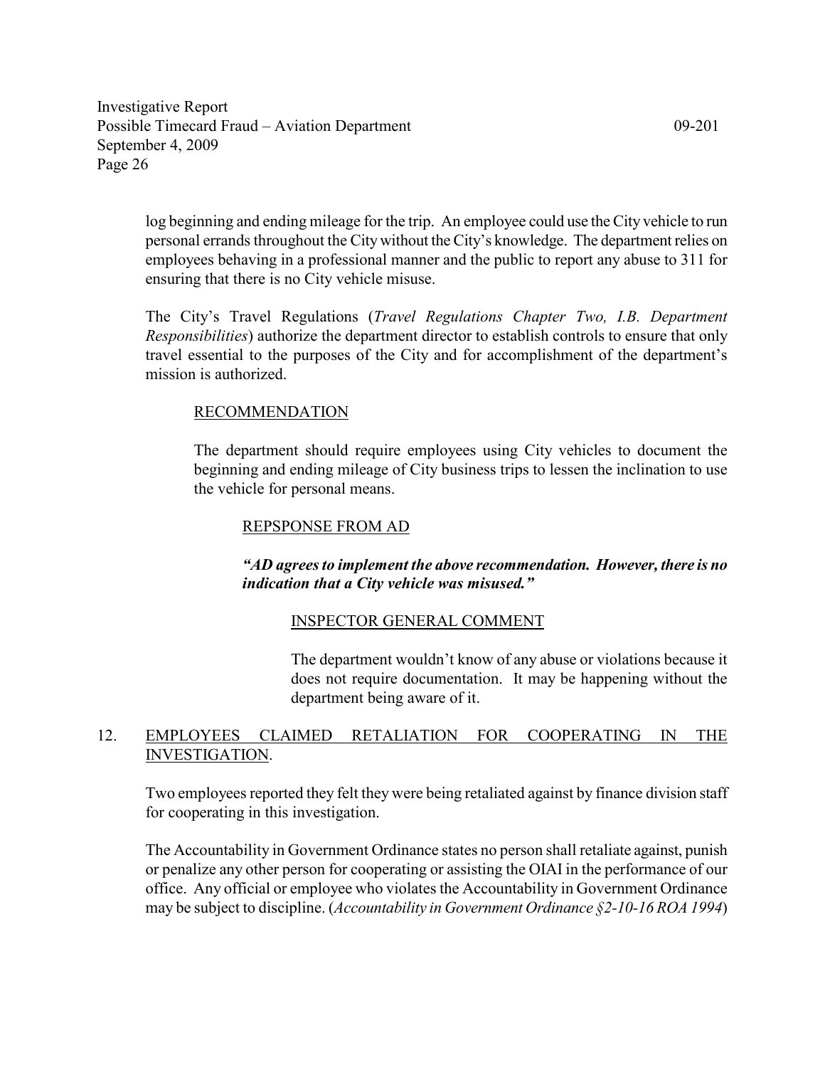log beginning and ending mileage for the trip. An employee could use the City vehicle to run personal errands throughout the City without the City's knowledge. The department relies on employees behaving in a professional manner and the public to report any abuse to 311 for ensuring that there is no City vehicle misuse.

The City's Travel Regulations (*Travel Regulations Chapter Two, I.B. Department Responsibilities*) authorize the department director to establish controls to ensure that only travel essential to the purposes of the City and for accomplishment of the department's mission is authorized.

RECOMMENDATION

The department should require employees using City vehicles to document the beginning and ending mileage of City business trips to lessen the inclination to use the vehicle for personal means.

REPSPONSE FROM AD

***"AD agrees to implement the above recommendation. However, there is no indication that a City vehicle was misused."***

INSPECTOR GENERAL COMMENT

The department wouldn't know of any abuse or violations because it does not require documentation. It may be happening without the department being aware of it.

12. EMPLOYEES CLAIMED RETALIATION FOR COOPERATING IN THE INVESTIGATION.

Two employees reported they felt they were being retaliated against by finance division staff for cooperating in this investigation.

The Accountability in Government Ordinance states no person shall retaliate against, punish or penalize any other person for cooperating or assisting the OIAI in the performance of our office. Any official or employee who violates the Accountability in Government Ordinance may be subject to discipline. (*Accountability in Government Ordinance §2-10-16 ROA 1994*)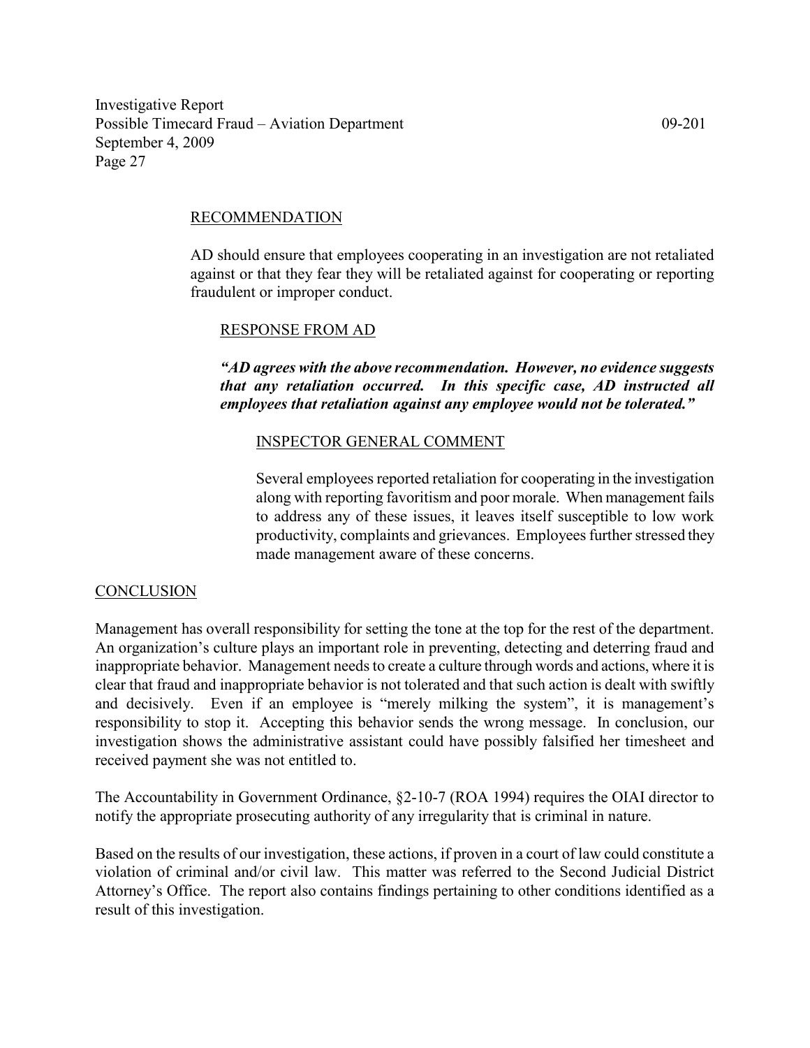## RECOMMENDATION

AD should ensure that employees cooperating in an investigation are not retaliated against or that they fear they will be retaliated against for cooperating or reporting fraudulent or improper conduct.

### RESPONSE FROM AD

***"AD agrees with the above recommendation. However, no evidence suggests that any retaliation occurred. In this specific case, AD instructed all employees that retaliation against any employee would not be tolerated."***

#### INSPECTOR GENERAL COMMENT

Several employees reported retaliation for cooperating in the investigation along with reporting favoritism and poor morale. When management fails to address any of these issues, it leaves itself susceptible to low work productivity, complaints and grievances. Employees further stressed they made management aware of these concerns.

## CONCLUSION

Management has overall responsibility for setting the tone at the top for the rest of the department. An organization's culture plays an important role in preventing, detecting and deterring fraud and inappropriate behavior. Management needs to create a culture through words and actions, where it is clear that fraud and inappropriate behavior is not tolerated and that such action is dealt with swiftly and decisively. Even if an employee is "merely milking the system", it is management's responsibility to stop it. Accepting this behavior sends the wrong message. In conclusion, our investigation shows the administrative assistant could have possibly falsified her timesheet and received payment she was not entitled to.

The Accountability in Government Ordinance, §2-10-7 (ROA 1994) requires the OIAI director to notify the appropriate prosecuting authority of any irregularity that is criminal in nature.

Based on the results of our investigation, these actions, if proven in a court of law could constitute a violation of criminal and/or civil law. This matter was referred to the Second Judicial District Attorney's Office. The report also contains findings pertaining to other conditions identified as a result of this investigation.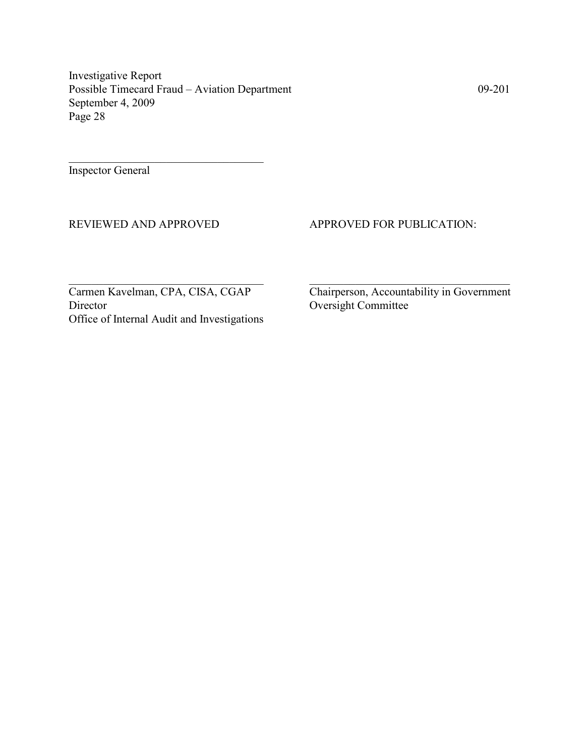\_\_\_\_\_\_\_\_\_\_\_\_\_\_\_\_\_\_\_\_\_\_\_\_\_\_\_\_\_\_\_\_\_\_\_
Inspector General

REVIEWED AND APPROVED

\_\_\_\_\_\_\_\_\_\_\_\_\_\_\_\_\_\_\_\_\_\_\_\_\_\_\_\_\_\_\_\_\_\_\_
Carmen Kavelman, CPA, CISA, CGAP
Director
Office of Internal Audit and Investigations

APPROVED FOR PUBLICATION:

\_\_\_\_\_\_\_\_\_\_\_\_\_\_\_\_\_\_\_\_\_\_\_\_\_\_\_\_\_\_\_\_\_\_\_
Chairperson, Accountability in Government Oversight Committee